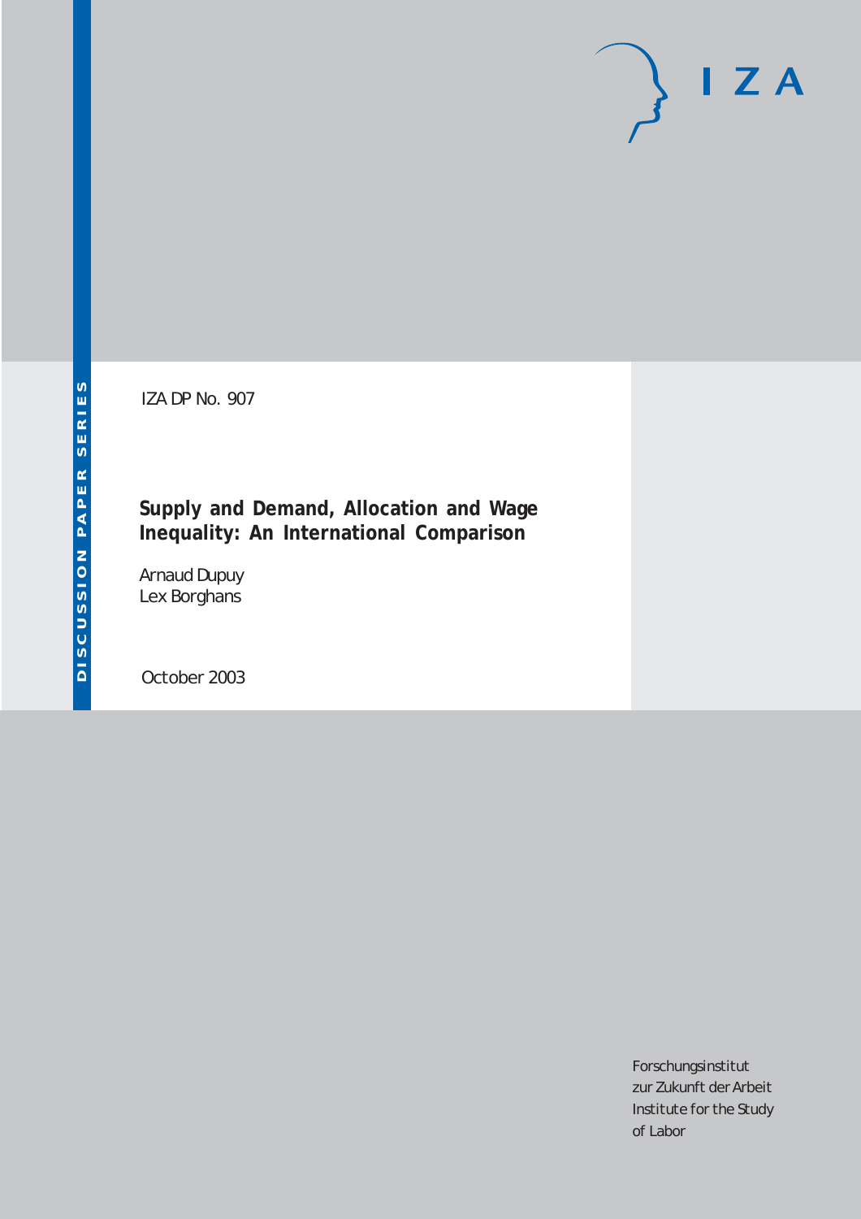IZA DP No. 907

# Supply and Demand, Allocation and Wage Inequality: An International Comparison

Arnaud Dupuy
Lex Borghans

October 2003

DISCUSSION PAPER SERIES

I Z A

Forschungsinstitut
zur Zukunft der Arbeit
Institute for the Study
of Labor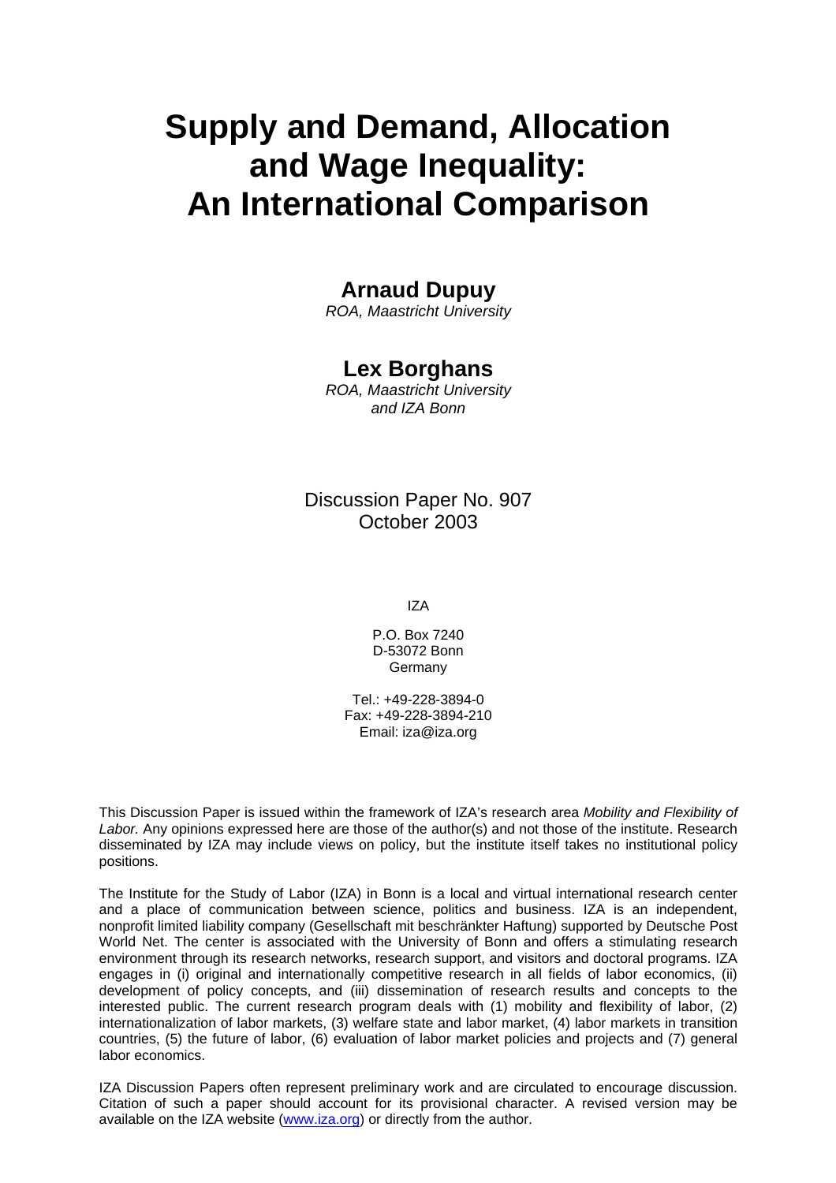# Supply and Demand, Allocation and Wage Inequality: An International Comparison

## Arnaud Dupuy

*ROA, Maastricht University*

## Lex Borghans

*ROA, Maastricht University and IZA Bonn*

Discussion Paper No. 907
October 2003

IZA

P.O. Box 7240
D-53072 Bonn
Germany

Tel.: +49-228-3894-0
Fax: +49-228-3894-210
Email: iza@iza.org

This Discussion Paper is issued within the framework of IZA's research area *Mobility and Flexibility of Labor.* Any opinions expressed here are those of the author(s) and not those of the institute. Research disseminated by IZA may include views on policy, but the institute itself takes no institutional policy positions.

The Institute for the Study of Labor (IZA) in Bonn is a local and virtual international research center and a place of communication between science, politics and business. IZA is an independent, nonprofit limited liability company (Gesellschaft mit beschränkter Haftung) supported by Deutsche Post World Net. The center is associated with the University of Bonn and offers a stimulating research environment through its research networks, research support, and visitors and doctoral programs. IZA engages in (i) original and internationally competitive research in all fields of labor economics, (ii) development of policy concepts, and (iii) dissemination of research results and concepts to the interested public. The current research program deals with (1) mobility and flexibility of labor, (2) internationalization of labor markets, (3) welfare state and labor market, (4) labor markets in transition countries, (5) the future of labor, (6) evaluation of labor market policies and projects and (7) general labor economics.

IZA Discussion Papers often represent preliminary work and are circulated to encourage discussion. Citation of such a paper should account for its provisional character. A revised version may be available on the IZA website (www.iza.org) or directly from the author.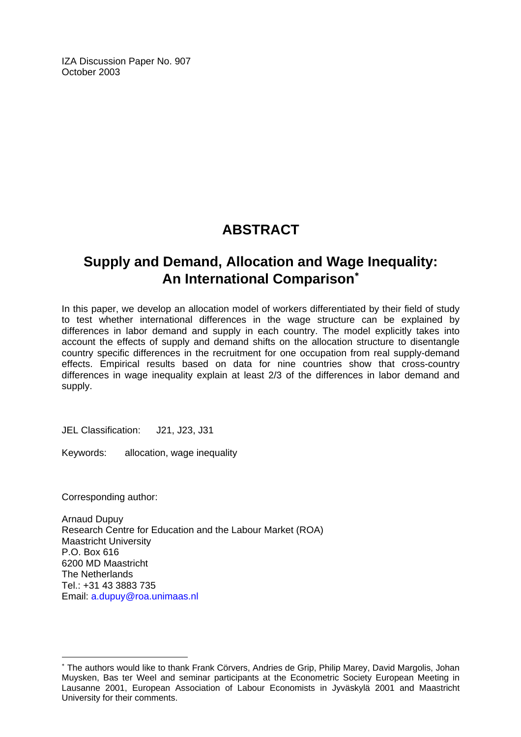IZA Discussion Paper No. 907
October 2003

# ABSTRACT

## Supply and Demand, Allocation and Wage Inequality: An International Comparison[*]

In this paper, we develop an allocation model of workers differentiated by their field of study to test whether international differences in the wage structure can be explained by differences in labor demand and supply in each country. The model explicitly takes into account the effects of supply and demand shifts on the allocation structure to disentangle country specific differences in the recruitment for one occupation from real supply-demand effects. Empirical results based on data for nine countries show that cross-country differences in wage inequality explain at least 2/3 of the differences in labor demand and supply.

JEL Classification: J21, J23, J31

Keywords: allocation, wage inequality

Corresponding author:

Arnaud Dupuy
Research Centre for Education and the Labour Market (ROA)
Maastricht University
P.O. Box 616
6200 MD Maastricht
The Netherlands
Tel.: +31 43 3883 735
Email: a.dupuy@roa.unimaas.nl

[*] The authors would like to thank Frank Cörvers, Andries de Grip, Philip Marey, David Margolis, Johan Muysken, Bas ter Weel and seminar participants at the Econometric Society European Meeting in Lausanne 2001, European Association of Labour Economists in Jyväskylä 2001 and Maastricht University for their comments.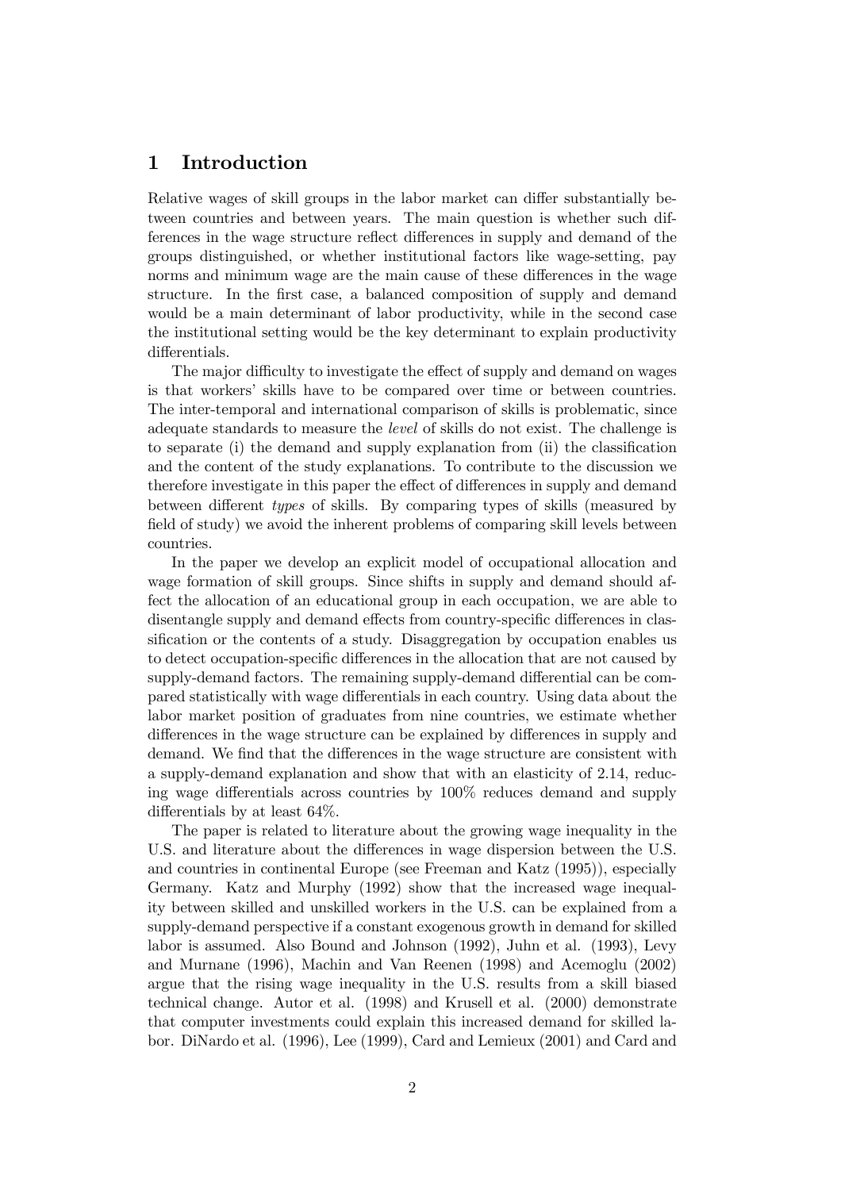# 1 Introduction

Relative wages of skill groups in the labor market can differ substantially between countries and between years. The main question is whether such differences in the wage structure reflect differences in supply and demand of the groups distinguished, or whether institutional factors like wage-setting, pay norms and minimum wage are the main cause of these differences in the wage structure. In the first case, a balanced composition of supply and demand would be a main determinant of labor productivity, while in the second case the institutional setting would be the key determinant to explain productivity differentials.

The major difficulty to investigate the effect of supply and demand on wages is that workers' skills have to be compared over time or between countries. The inter-temporal and international comparison of skills is problematic, since adequate standards to measure the *level* of skills do not exist. The challenge is to separate (i) the demand and supply explanation from (ii) the classification and the content of the study explanations. To contribute to the discussion we therefore investigate in this paper the effect of differences in supply and demand between different *types* of skills. By comparing types of skills (measured by field of study) we avoid the inherent problems of comparing skill levels between countries.

In the paper we develop an explicit model of occupational allocation and wage formation of skill groups. Since shifts in supply and demand should affect the allocation of an educational group in each occupation, we are able to disentangle supply and demand effects from country-specific differences in classification or the contents of a study. Disaggregation by occupation enables us to detect occupation-specific differences in the allocation that are not caused by supply-demand factors. The remaining supply-demand differential can be compared statistically with wage differentials in each country. Using data about the labor market position of graduates from nine countries, we estimate whether differences in the wage structure can be explained by differences in supply and demand. We find that the differences in the wage structure are consistent with a supply-demand explanation and show that with an elasticity of 2.14, reducing wage differentials across countries by 100% reduces demand and supply differentials by at least 64%.

The paper is related to literature about the growing wage inequality in the U.S. and literature about the differences in wage dispersion between the U.S. and countries in continental Europe (see Freeman and Katz (1995)), especially Germany. Katz and Murphy (1992) show that the increased wage inequality between skilled and unskilled workers in the U.S. can be explained from a supply-demand perspective if a constant exogenous growth in demand for skilled labor is assumed. Also Bound and Johnson (1992), Juhn et al. (1993), Levy and Murnane (1996), Machin and Van Reenen (1998) and Acemoglu (2002) argue that the rising wage inequality in the U.S. results from a skill biased technical change. Autor et al. (1998) and Krusell et al. (2000) demonstrate that computer investments could explain this increased demand for skilled labor. DiNardo et al. (1996), Lee (1999), Card and Lemieux (2001) and Card and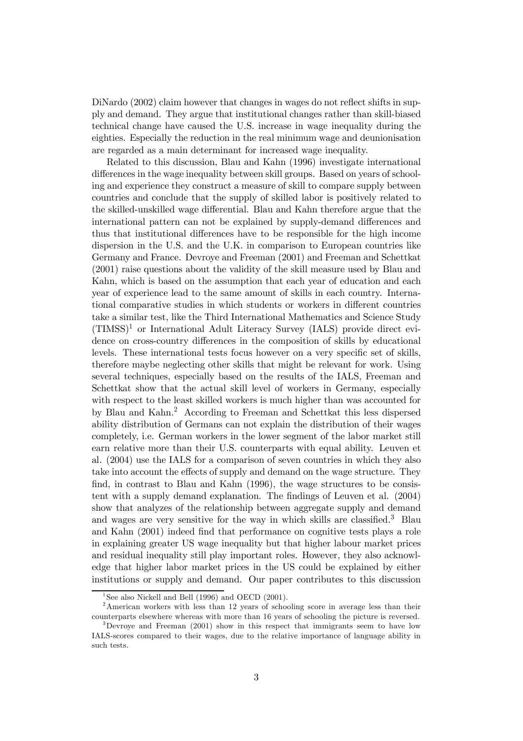DiNardo (2002) claim however that changes in wages do not reflect shifts in supply and demand. They argue that institutional changes rather than skill-biased technical change have caused the U.S. increase in wage inequality during the eighties. Especially the reduction in the real minimum wage and deunionisation are regarded as a main determinant for increased wage inequality.

Related to this discussion, Blau and Kahn (1996) investigate international differences in the wage inequality between skill groups. Based on years of schooling and experience they construct a measure of skill to compare supply between countries and conclude that the supply of skilled labor is positively related to the skilled-unskilled wage differential. Blau and Kahn therefore argue that the international pattern can not be explained by supply-demand differences and thus that institutional differences have to be responsible for the high income dispersion in the U.S. and the U.K. in comparison to European countries like Germany and France. Devroye and Freeman (2001) and Freeman and Schettkat (2001) raise questions about the validity of the skill measure used by Blau and Kahn, which is based on the assumption that each year of education and each year of experience lead to the same amount of skills in each country. International comparative studies in which students or workers in different countries take a similar test, like the Third International Mathematics and Science Study (TIMSS)[1] or International Adult Literacy Survey (IALS) provide direct evidence on cross-country differences in the composition of skills by educational levels. These international tests focus however on a very specific set of skills, therefore maybe neglecting other skills that might be relevant for work. Using several techniques, especially based on the results of the IALS, Freeman and Schettkat show that the actual skill level of workers in Germany, especially with respect to the least skilled workers is much higher than was accounted for by Blau and Kahn.[2] According to Freeman and Schettkat this less dispersed ability distribution of Germans can not explain the distribution of their wages completely, i.e. German workers in the lower segment of the labor market still earn relative more than their U.S. counterparts with equal ability. Leuven et al. (2004) use the IALS for a comparison of seven countries in which they also take into account the effects of supply and demand on the wage structure. They find, in contrast to Blau and Kahn (1996), the wage structures to be consistent with a supply demand explanation. The findings of Leuven et al. (2004) show that analyzes of the relationship between aggregate supply and demand and wages are very sensitive for the way in which skills are classified.[3] Blau and Kahn (2001) indeed find that performance on cognitive tests plays a role in explaining greater US wage inequality but that higher labour market prices and residual inequality still play important roles. However, they also acknowledge that higher labor market prices in the US could be explained by either institutions or supply and demand. Our paper contributes to this discussion

[1] See also Nickell and Bell (1996) and OECD (2001).

[2] American workers with less than 12 years of schooling score in average less than their counterparts elsewhere whereas with more than 16 years of schooling the picture is reversed.

[3] Devroye and Freeman (2001) show in this respect that immigrants seem to have low IALS-scores compared to their wages, due to the relative importance of language ability in such tests.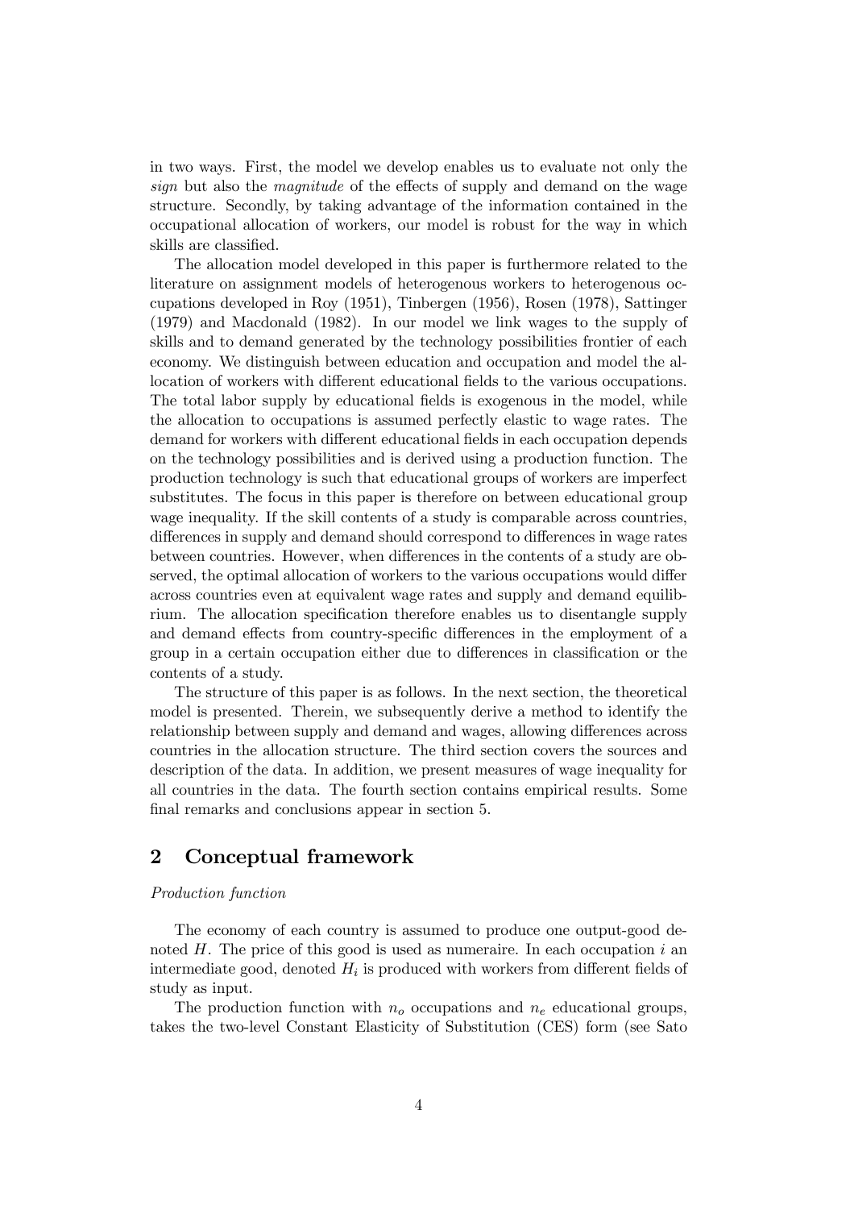in two ways. First, the model we develop enables us to evaluate not only the *sign* but also the *magnitude* of the effects of supply and demand on the wage structure. Secondly, by taking advantage of the information contained in the occupational allocation of workers, our model is robust for the way in which skills are classified.

The allocation model developed in this paper is furthermore related to the literature on assignment models of heterogenous workers to heterogenous occupations developed in Roy (1951), Tinbergen (1956), Rosen (1978), Sattinger (1979) and Macdonald (1982). In our model we link wages to the supply of skills and to demand generated by the technology possibilities frontier of each economy. We distinguish between education and occupation and model the allocation of workers with different educational fields to the various occupations. The total labor supply by educational fields is exogenous in the model, while the allocation to occupations is assumed perfectly elastic to wage rates. The demand for workers with different educational fields in each occupation depends on the technology possibilities and is derived using a production function. The production technology is such that educational groups of workers are imperfect substitutes. The focus in this paper is therefore on between educational group wage inequality. If the skill contents of a study is comparable across countries, differences in supply and demand should correspond to differences in wage rates between countries. However, when differences in the contents of a study are observed, the optimal allocation of workers to the various occupations would differ across countries even at equivalent wage rates and supply and demand equilibrium. The allocation specification therefore enables us to disentangle supply and demand effects from country-specific differences in the employment of a group in a certain occupation either due to differences in classification or the contents of a study.

The structure of this paper is as follows. In the next section, the theoretical model is presented. Therein, we subsequently derive a method to identify the relationship between supply and demand and wages, allowing differences across countries in the allocation structure. The third section covers the sources and description of the data. In addition, we present measures of wage inequality for all countries in the data. The fourth section contains empirical results. Some final remarks and conclusions appear in section 5.

## 2 Conceptual framework

*Production function*

The economy of each country is assumed to produce one output-good denoted $H$. The price of this good is used as numeraire. In each occupation $i$ an intermediate good, denoted $H_i$ is produced with workers from different fields of study as input.

The production function with $n_o$ occupations and $n_e$ educational groups, takes the two-level Constant Elasticity of Substitution (CES) form (see Sato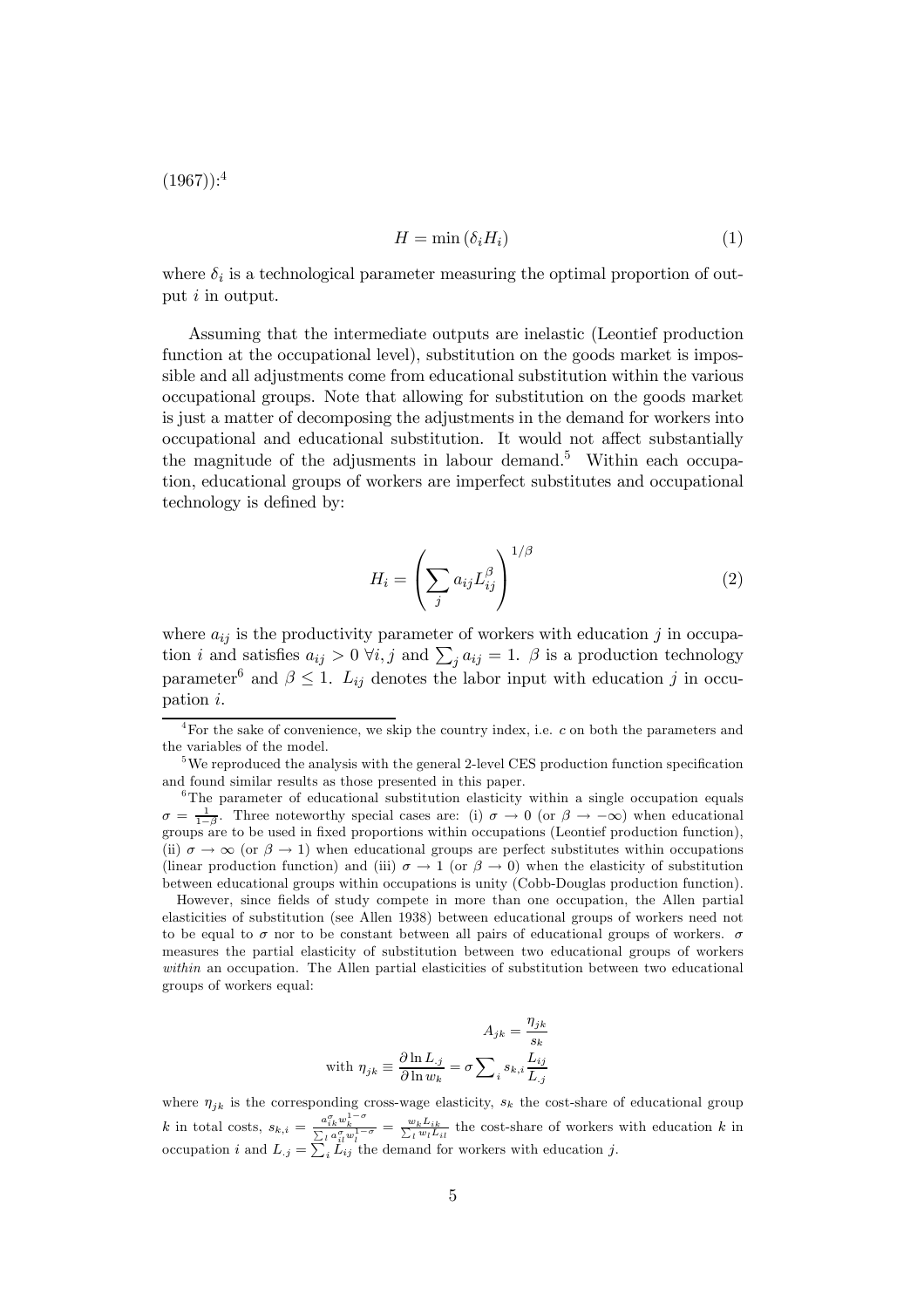(1967)):[4]

$$H = \min\left(\delta_i H_i\right) \tag{1}$$

where $\delta_i$ is a technological parameter measuring the optimal proportion of output $i$ in output.

Assuming that the intermediate outputs are inelastic (Leontief production function at the occupational level), substitution on the goods market is impossible and all adjustments come from educational substitution within the various occupational groups. Note that allowing for substitution on the goods market is just a matter of decomposing the adjustments in the demand for workers into occupational and educational substitution. It would not affect substantially the magnitude of the adjusments in labour demand.[5] Within each occupation, educational groups of workers are imperfect substitutes and occupational technology is defined by:

$$H_i = \left(\sum_j a_{ij} L_{ij}^{\beta}\right)^{1/\beta} \tag{2}$$

where $a_{ij}$ is the productivity parameter of workers with education $j$ in occupation $i$ and satisfies $a_{ij} > 0\ \forall i, j$ and $\sum_j a_{ij} = 1$. $\beta$ is a production technology parameter[6] and $\beta \leq 1$. $L_{ij}$ denotes the labor input with education $j$ in occupation $i$.

---

[4] For the sake of convenience, we skip the country index, i.e. $c$ on both the parameters and the variables of the model.

[5] We reproduced the analysis with the general 2-level CES production function specification and found similar results as those presented in this paper.

[6] The parameter of educational substitution elasticity within a single occupation equals $\sigma = \frac{1}{1-\beta}$. Three noteworthy special cases are: (i) $\sigma \to 0$ (or $\beta \to -\infty$) when educational groups are to be used in fixed proportions within occupations (Leontief production function), (ii) $\sigma \to \infty$ (or $\beta \to 1$) when educational groups are perfect substitutes within occupations (linear production function) and (iii) $\sigma \to 1$ (or $\beta \to 0$) when the elasticity of substitution between educational groups within occupations is unity (Cobb-Douglas production function).

However, since fields of study compete in more than one occupation, the Allen partial elasticities of substitution (see Allen 1938) between educational groups of workers need not to be equal to $\sigma$ nor to be constant between all pairs of educational groups of workers. $\sigma$ measures the partial elasticity of substitution between two educational groups of workers *within* an occupation. The Allen partial elasticities of substitution between two educational groups of workers equal:

$$A_{jk} = \frac{\eta_{jk}}{s_k}$$

$$\text{with } \eta_{jk} \equiv \frac{\partial \ln L_{.j}}{\partial \ln w_k} = \sigma \sum_i s_{k,i} \frac{L_{ij}}{L_{.j}}$$

where $\eta_{jk}$ is the corresponding cross-wage elasticity, $s_k$ the cost-share of educational group $k$ in total costs, $s_{k,i} = \frac{a_{ik}^{\sigma} w_k^{1-\sigma}}{\sum_l a_{il}^{\sigma} w_l^{1-\sigma}} = \frac{w_k L_{ik}}{\sum_l w_l L_{il}}$ the cost-share of workers with education $k$ in occupation $i$ and $L_{.j} = \sum_i L_{ij}$ the demand for workers with education $j$.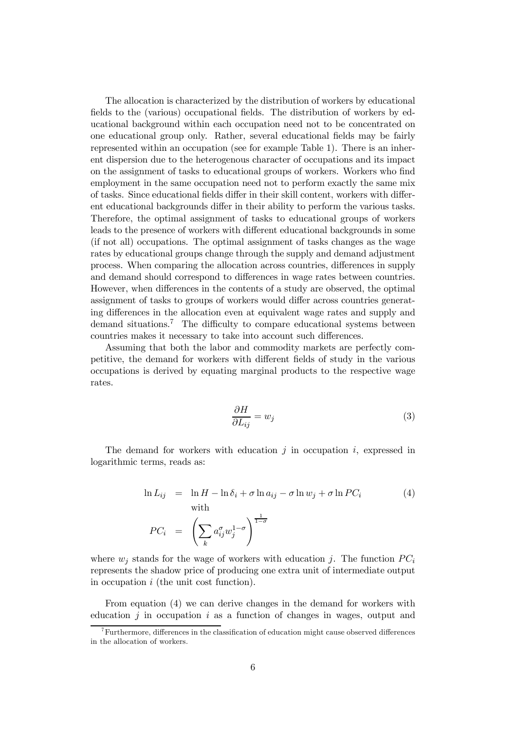The allocation is characterized by the distribution of workers by educational fields to the (various) occupational fields. The distribution of workers by educational background within each occupation need not to be concentrated on one educational group only. Rather, several educational fields may be fairly represented within an occupation (see for example Table 1). There is an inherent dispersion due to the heterogenous character of occupations and its impact on the assignment of tasks to educational groups of workers. Workers who find employment in the same occupation need not to perform exactly the same mix of tasks. Since educational fields differ in their skill content, workers with different educational backgrounds differ in their ability to perform the various tasks. Therefore, the optimal assignment of tasks to educational groups of workers leads to the presence of workers with different educational backgrounds in some (if not all) occupations. The optimal assignment of tasks changes as the wage rates by educational groups change through the supply and demand adjustment process. When comparing the allocation across countries, differences in supply and demand should correspond to differences in wage rates between countries. However, when differences in the contents of a study are observed, the optimal assignment of tasks to groups of workers would differ across countries generating differences in the allocation even at equivalent wage rates and supply and demand situations.[7] The difficulty to compare educational systems between countries makes it necessary to take into account such differences.

Assuming that both the labor and commodity markets are perfectly competitive, the demand for workers with different fields of study in the various occupations is derived by equating marginal products to the respective wage rates.

$$\frac{\partial H}{\partial L_{ij}} = w_j \tag{3}$$

The demand for workers with education $j$ in occupation $i$, expressed in logarithmic terms, reads as:

$$\begin{aligned} \ln L_{ij} &= \ln H - \ln \delta_i + \sigma \ln a_{ij} - \sigma \ln w_j + \sigma \ln PC_i \qquad (4) \\ &\text{with} \\ PC_i &= \left( \sum_k a_{ij}^{\sigma} w_j^{1-\sigma} \right)^{\frac{1}{1-\sigma}} \end{aligned}$$

where $w_j$ stands for the wage of workers with education $j$. The function $PC_i$ represents the shadow price of producing one extra unit of intermediate output in occupation $i$ (the unit cost function).

From equation (4) we can derive changes in the demand for workers with education $j$ in occupation $i$ as a function of changes in wages, output and

[7] Furthermore, differences in the classification of education might cause observed differences in the allocation of workers.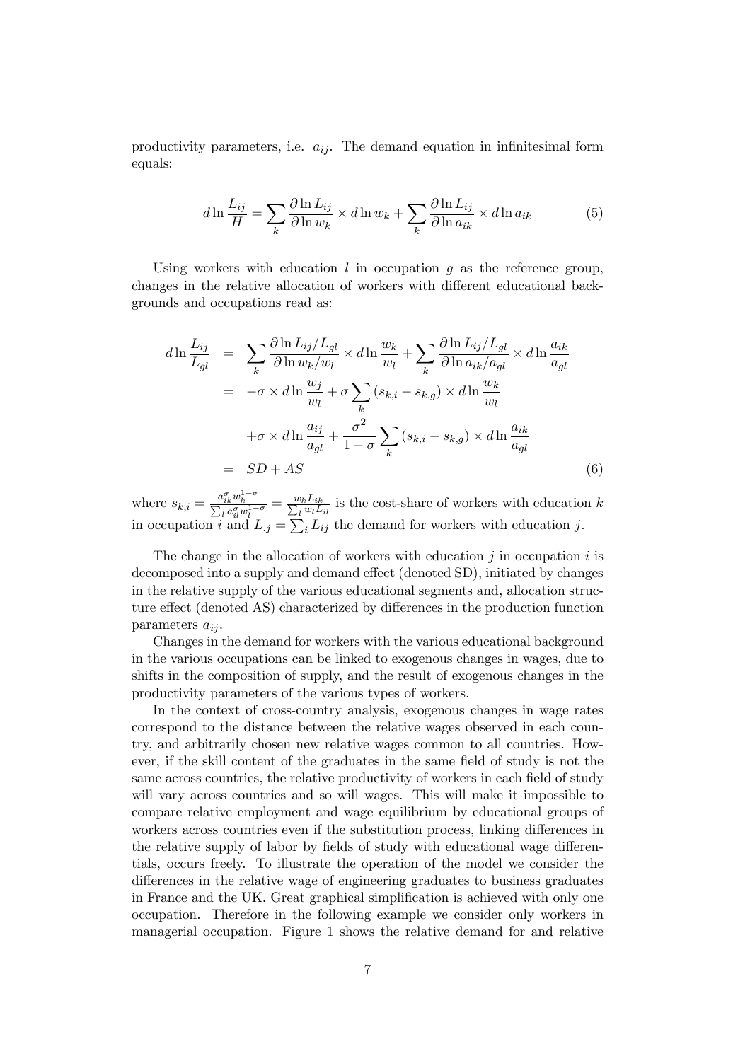productivity parameters, i.e. $a_{ij}$. The demand equation in infinitesimal form equals:

$$d \ln \frac{L_{ij}}{H} = \sum_k \frac{\partial \ln L_{ij}}{\partial \ln w_k} \times d \ln w_k + \sum_k \frac{\partial \ln L_{ij}}{\partial \ln a_{ik}} \times d \ln a_{ik} \tag{5}$$

Using workers with education $l$ in occupation $g$ as the reference group, changes in the relative allocation of workers with different educational backgrounds and occupations read as:

$$\begin{aligned} d \ln \frac{L_{ij}}{L_{gl}} &= \sum_k \frac{\partial \ln L_{ij}/L_{gl}}{\partial \ln w_k/w_l} \times d \ln \frac{w_k}{w_l} + \sum_k \frac{\partial \ln L_{ij}/L_{gl}}{\partial \ln a_{ik}/a_{gl}} \times d \ln \frac{a_{ik}}{a_{gl}} \\ &= -\sigma \times d \ln \frac{w_j}{w_l} + \sigma \sum_k (s_{k,i} - s_{k,g}) \times d \ln \frac{w_k}{w_l} \\ &\quad + \sigma \times d \ln \frac{a_{ij}}{a_{gl}} + \frac{\sigma^2}{1-\sigma} \sum_k (s_{k,i} - s_{k,g}) \times d \ln \frac{a_{ik}}{a_{gl}} \\ &= SD + AS \end{aligned} \tag{6}$$

where $s_{k,i} = \frac{a_{ik}^{\sigma} w_k^{1-\sigma}}{\sum_l a_{il}^{\sigma} w_l^{1-\sigma}} = \frac{w_k L_{ik}}{\sum_l w_l L_{il}}$ is the cost-share of workers with education $k$ in occupation $i$ and $L_{.j} = \sum_i L_{ij}$ the demand for workers with education $j$.

The change in the allocation of workers with education $j$ in occupation $i$ is decomposed into a supply and demand effect (denoted SD), initiated by changes in the relative supply of the various educational segments and, allocation structure effect (denoted AS) characterized by differences in the production function parameters $a_{ij}$.

Changes in the demand for workers with the various educational background in the various occupations can be linked to exogenous changes in wages, due to shifts in the composition of supply, and the result of exogenous changes in the productivity parameters of the various types of workers.

In the context of cross-country analysis, exogenous changes in wage rates correspond to the distance between the relative wages observed in each country, and arbitrarily chosen new relative wages common to all countries. However, if the skill content of the graduates in the same field of study is not the same across countries, the relative productivity of workers in each field of study will vary across countries and so will wages. This will make it impossible to compare relative employment and wage equilibrium by educational groups of workers across countries even if the substitution process, linking differences in the relative supply of labor by fields of study with educational wage differentials, occurs freely. To illustrate the operation of the model we consider the differences in the relative wage of engineering graduates to business graduates in France and the UK. Great graphical simplification is achieved with only one occupation. Therefore in the following example we consider only workers in managerial occupation. Figure 1 shows the relative demand for and relative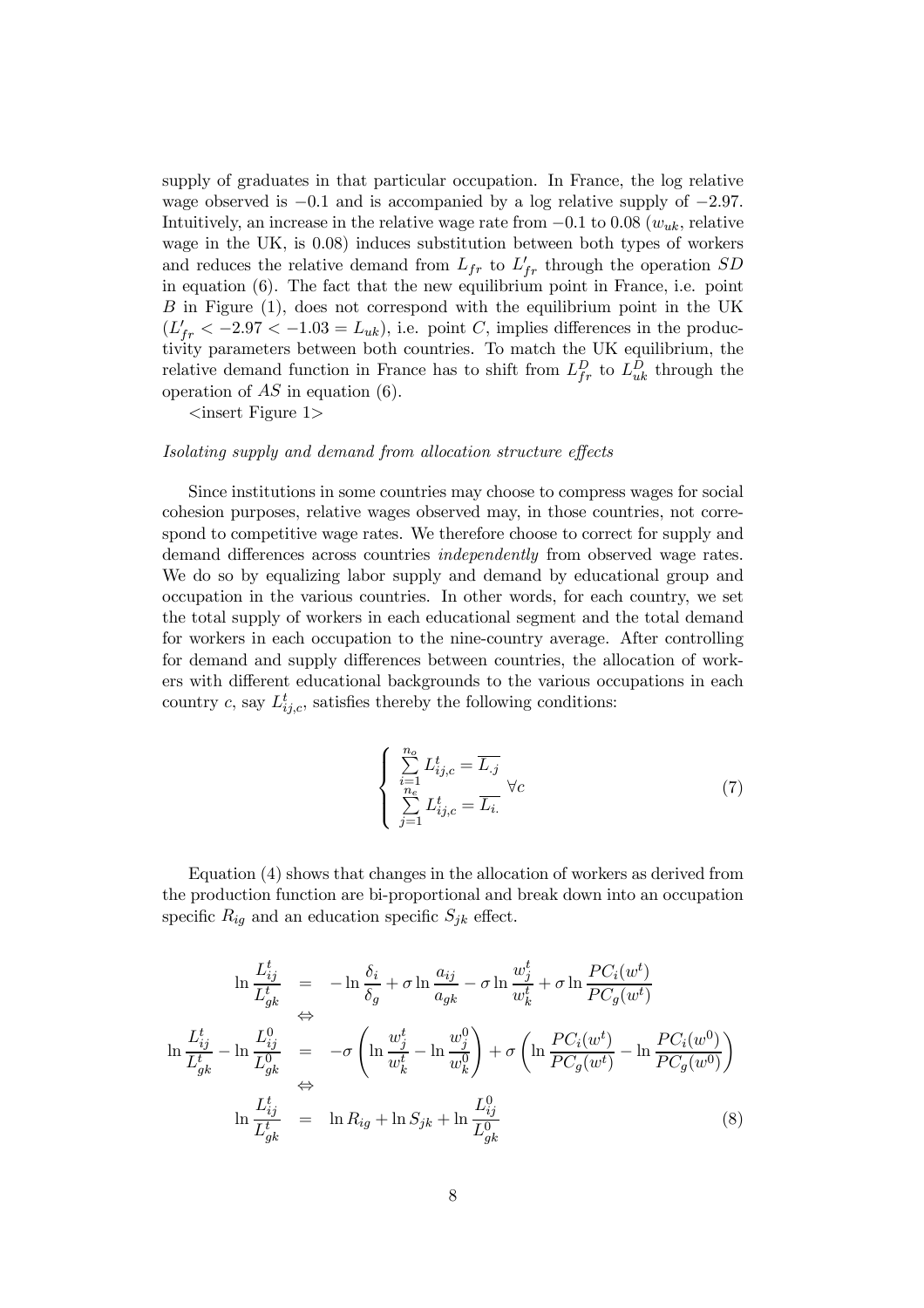supply of graduates in that particular occupation. In France, the log relative wage observed is $-0.1$ and is accompanied by a log relative supply of $-2.97$. Intuitively, an increase in the relative wage rate from $-0.1$ to $0.08$ ($w_{uk}$, relative wage in the UK, is $0.08$) induces substitution between both types of workers and reduces the relative demand from $L_{fr}$ to $L'_{fr}$ through the operation $SD$ in equation (6). The fact that the new equilibrium point in France, i.e. point $B$ in Figure (1), does not correspond with the equilibrium point in the UK ($L'_{fr} < -2.97 < -1.03 = L_{uk}$), i.e. point $C$, implies differences in the productivity parameters between both countries. To match the UK equilibrium, the relative demand function in France has to shift from $L^D_{fr}$ to $L^D_{uk}$ through the operation of $AS$ in equation (6).

<insert Figure 1>

*Isolating supply and demand from allocation structure effects*

Since institutions in some countries may choose to compress wages for social cohesion purposes, relative wages observed may, in those countries, not correspond to competitive wage rates. We therefore choose to correct for supply and demand differences across countries *independently* from observed wage rates. We do so by equalizing labor supply and demand by educational group and occupation in the various countries. In other words, for each country, we set the total supply of workers in each educational segment and the total demand for workers in each occupation to the nine-country average. After controlling for demand and supply differences between countries, the allocation of workers with different educational backgrounds to the various occupations in each country $c$, say $L^t_{ij,c}$, satisfies thereby the following conditions:

$$
\left\{ \begin{array}{l} \sum\limits_{i=1}^{n_o} L^t_{ij,c} = \overline{L_{.j}} \\ \sum\limits_{j=1}^{n_e} L^t_{ij,c} = \overline{L_{i.}} \end{array} \right. \forall c \tag{7}
$$

Equation (4) shows that changes in the allocation of workers as derived from the production function are bi-proportional and break down into an occupation specific $R_{ig}$ and an education specific $S_{jk}$ effect.

$$
\begin{aligned}
\ln \frac{L^t_{ij}}{L^t_{gk}} &= -\ln \frac{\delta_i}{\delta_g} + \sigma \ln \frac{a_{ij}}{a_{gk}} - \sigma \ln \frac{w^t_j}{w^t_k} + \sigma \ln \frac{PC_i(w^t)}{PC_g(w^t)} \\
&\Leftrightarrow \\
\ln \frac{L^t_{ij}}{L^t_{gk}} - \ln \frac{L^0_{ij}}{L^0_{gk}} &= -\sigma \left( \ln \frac{w^t_j}{w^t_k} - \ln \frac{w^0_j}{w^0_k} \right) + \sigma \left( \ln \frac{PC_i(w^t)}{PC_g(w^t)} - \ln \frac{PC_i(w^0)}{PC_g(w^0)} \right) \\
&\Leftrightarrow \\
\ln \frac{L^t_{ij}}{L^t_{gk}} &= \ln R_{ig} + \ln S_{jk} + \ln \frac{L^0_{ij}}{L^0_{gk}}
\end{aligned} \tag{8}
$$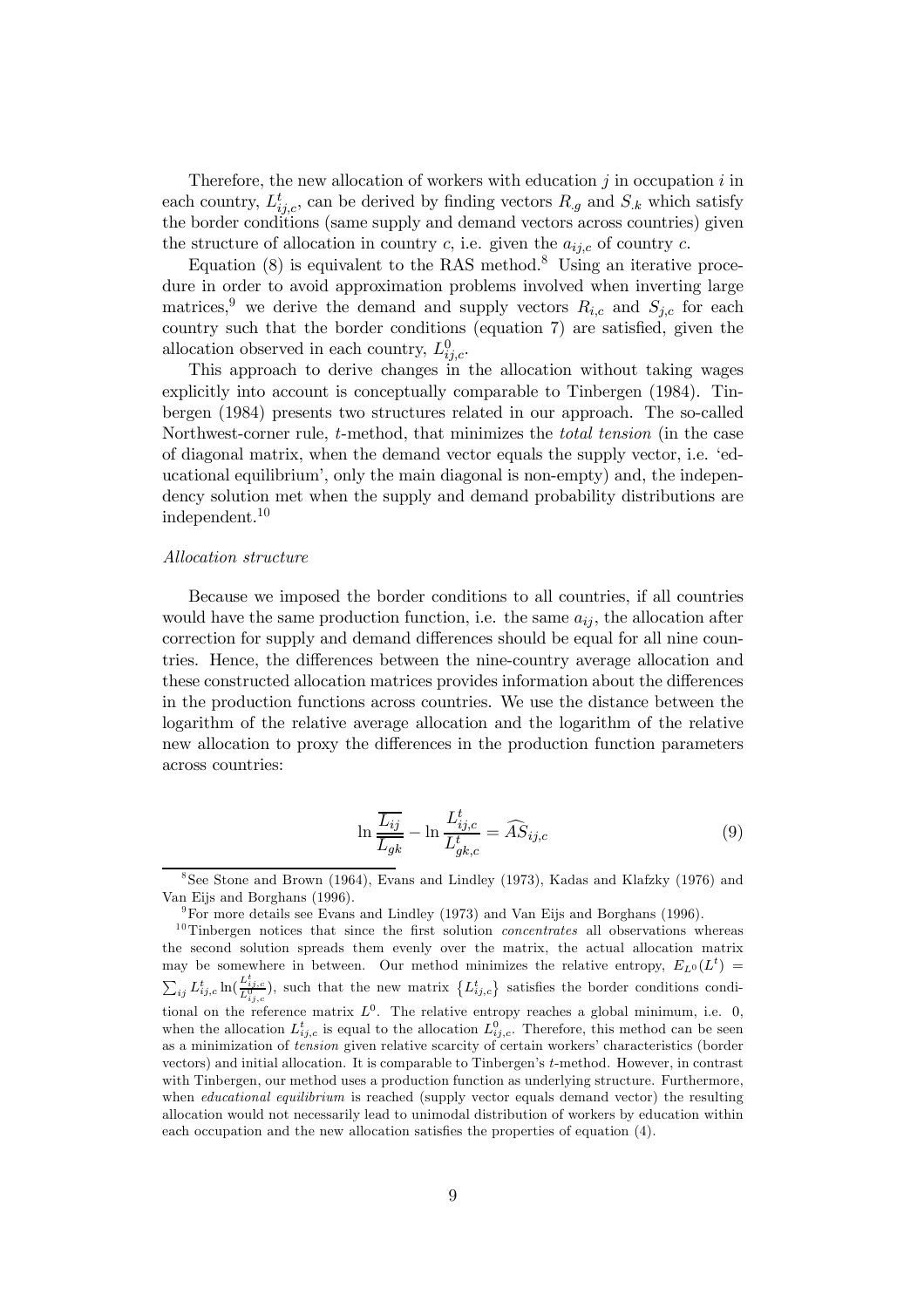Therefore, the new allocation of workers with education $j$ in occupation $i$ in each country, $L^t_{ij,c}$, can be derived by finding vectors $R_{.g}$ and $S_{.k}$ which satisfy the border conditions (same supply and demand vectors across countries) given the structure of allocation in country $c$, i.e. given the $a_{ij,c}$ of country $c$.

Equation (8) is equivalent to the RAS method.[8] Using an iterative procedure in order to avoid approximation problems involved when inverting large matrices,[9] we derive the demand and supply vectors $R_{i,c}$ and $S_{j,c}$ for each country such that the border conditions (equation 7) are satisfied, given the allocation observed in each country, $L^0_{ij,c}$.

This approach to derive changes in the allocation without taking wages explicitly into account is conceptually comparable to Tinbergen (1984). Tinbergen (1984) presents two structures related in our approach. The so-called Northwest-corner rule, $t$-method, that minimizes the *total tension* (in the case of diagonal matrix, when the demand vector equals the supply vector, i.e. 'educational equilibrium', only the main diagonal is non-empty) and, the independency solution met when the supply and demand probability distributions are independent.[10]

*Allocation structure*

Because we imposed the border conditions to all countries, if all countries would have the same production function, i.e. the same $a_{ij}$, the allocation after correction for supply and demand differences should be equal for all nine countries. Hence, the differences between the nine-country average allocation and these constructed allocation matrices provides information about the differences in the production functions across countries. We use the distance between the logarithm of the relative average allocation and the logarithm of the relative new allocation to proxy the differences in the production function parameters across countries:

$$\ln \frac{\overline{L_{ij}}}{\overline{L_{gk}}} - \ln \frac{L^t_{ij,c}}{L^t_{gk,c}} = \widehat{AS}_{ij,c} \tag{9}$$

---

[8] See Stone and Brown (1964), Evans and Lindley (1973), Kadas and Klafzky (1976) and Van Eijs and Borghans (1996).

[9] For more details see Evans and Lindley (1973) and Van Eijs and Borghans (1996).

[10] Tinbergen notices that since the first solution *concentrates* all observations whereas the second solution spreads them evenly over the matrix, the actual allocation matrix may be somewhere in between. Our method minimizes the relative entropy, $E_{L^0}(L^t) = \sum_{ij} L^t_{ij,c} \ln(\frac{L^t_{ij,c}}{L^0_{ij,c}})$, such that the new matrix $\{L^t_{ij,c}\}$ satisfies the border conditions conditional on the reference matrix $L^0$. The relative entropy reaches a global minimum, i.e. 0, when the allocation $L^t_{ij,c}$ is equal to the allocation $L^0_{ij,c}$. Therefore, this method can be seen as a minimization of *tension* given relative scarcity of certain workers' characteristics (border vectors) and initial allocation. It is comparable to Tinbergen's $t$-method. However, in contrast with Tinbergen, our method uses a production function as underlying structure. Furthermore, when *educational equilibrium* is reached (supply vector equals demand vector) the resulting allocation would not necessarily lead to unimodal distribution of workers by education within each occupation and the new allocation satisfies the properties of equation (4).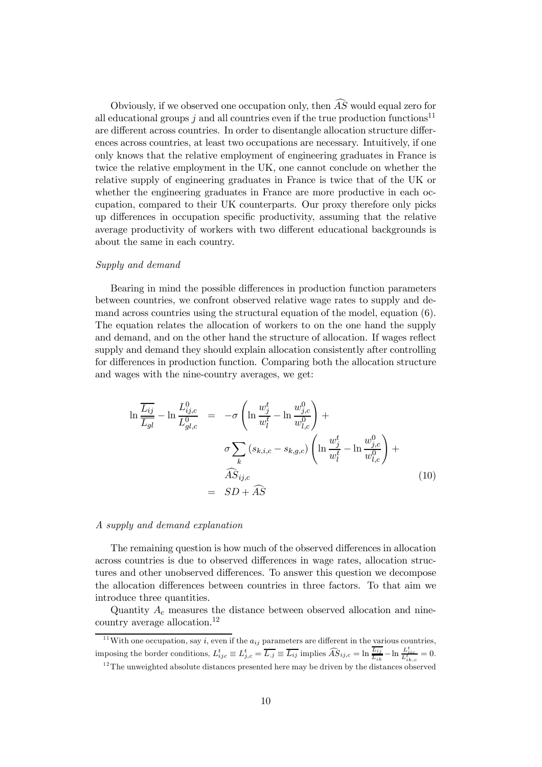Obviously, if we observed one occupation only, then $\widehat{AS}$ would equal zero for all educational groups $j$ and all countries even if the true production functions[11] are different across countries. In order to disentangle allocation structure differences across countries, at least two occupations are necessary. Intuitively, if one only knows that the relative employment of engineering graduates in France is twice the relative employment in the UK, one cannot conclude on whether the relative supply of engineering graduates in France is twice that of the UK or whether the engineering graduates in France are more productive in each occupation, compared to their UK counterparts. Our proxy therefore only picks up differences in occupation specific productivity, assuming that the relative average productivity of workers with two different educational backgrounds is about the same in each country.

*Supply and demand*

Bearing in mind the possible differences in production function parameters between countries, we confront observed relative wage rates to supply and demand across countries using the structural equation of the model, equation (6). The equation relates the allocation of workers to on the one hand the supply and demand, and on the other hand the structure of allocation. If wages reflect supply and demand they should explain allocation consistently after controlling for differences in production function. Comparing both the allocation structure and wages with the nine-country averages, we get:

$$
\begin{aligned}
\ln \frac{\overline{L_{ij}}}{\overline{L_{gl}}} - \ln \frac{L^0_{ij,c}}{L^0_{gl,c}} &= -\sigma \left( \ln \frac{w^t_j}{w^t_l} - \ln \frac{w^0_{j,c}}{w^0_{l,c}} \right) + \\
&\quad \sigma \sum_k \left( s_{k,i,c} - s_{k,g,c} \right) \left( \ln \frac{w^t_j}{w^t_l} - \ln \frac{w^0_{j,c}}{w^0_{l,c}} \right) + \\
&\quad \widehat{AS}_{ij,c} \\
&= SD + \widehat{AS}
\end{aligned}
\tag{10}
$$

*A supply and demand explanation*

The remaining question is how much of the observed differences in allocation across countries is due to observed differences in wage rates, allocation structures and other unobserved differences. To answer this question we decompose the allocation differences between countries in three factors. To that aim we introduce three quantities.

Quantity $A_c$ measures the distance between observed allocation and nine-country average allocation.[12]

---

[11] With one occupation, say $i$, even if the $a_{ij}$ parameters are different in the various countries, imposing the border conditions, $L^t_{ijc} \equiv L^t_{j,c} = \overline{L_{.j}} \equiv \overline{L_{ij}}$ implies $\widehat{AS}_{ij,c} = \ln \frac{\overline{L_{ij}}}{\overline{L_{ik}}} - \ln \frac{L^t_{ijc}}{L^t_{ik,c}} = 0$.

[12] The unweighted absolute distances presented here may be driven by the distances observed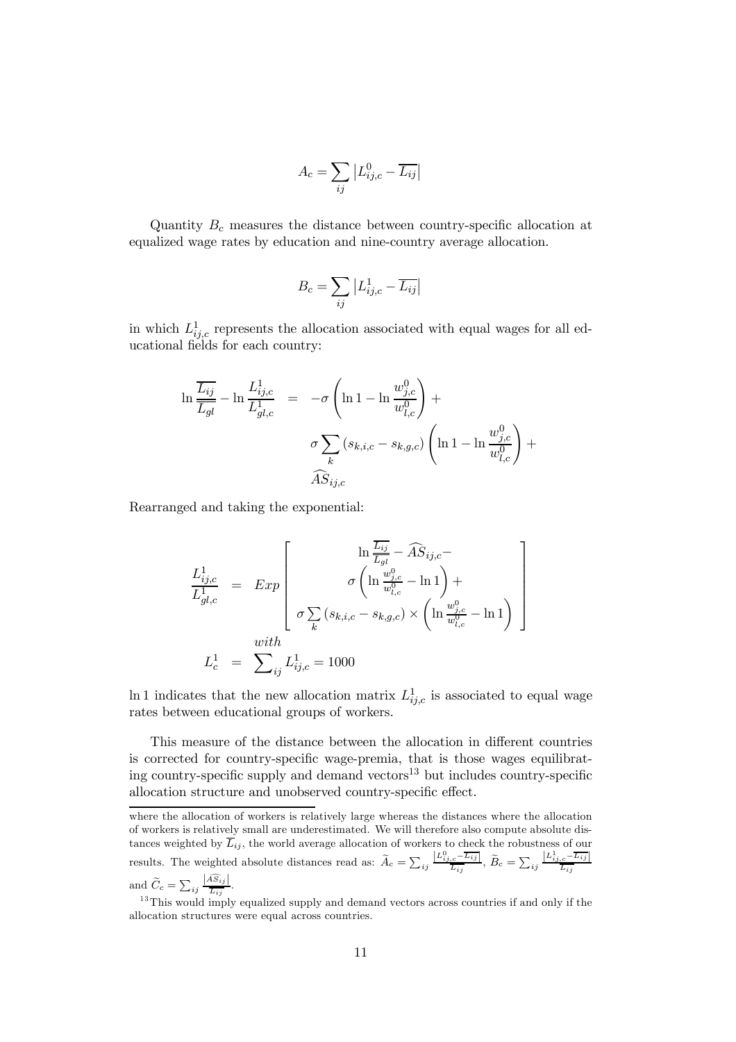$$A_c = \sum_{ij} \left| L^0_{ij,c} - \overline{L_{ij}} \right|$$

Quantity $B_c$ measures the distance between country-specific allocation at equalized wage rates by education and nine-country average allocation.

$$B_c = \sum_{ij} \left| L^1_{ij,c} - \overline{L_{ij}} \right|$$

in which $L^1_{ij,c}$ represents the allocation associated with equal wages for all educational fields for each country:

$$\begin{aligned}
\ln \frac{\overline{L_{ij}}}{\overline{L_{gl}}} - \ln \frac{L^1_{ij,c}}{L^1_{gl,c}} &= -\sigma \left( \ln 1 - \ln \frac{w^0_{j,c}}{w^0_{l,c}} \right) + \\
&\quad \sigma \sum_k \left( s_{k,i,c} - s_{k,g,c} \right) \left( \ln 1 - \ln \frac{w^0_{j,c}}{w^0_{l,c}} \right) + \\
&\quad \widehat{AS}_{ij,c}
\end{aligned}$$

Rearranged and taking the exponential:

$$\begin{aligned}
\frac{L^1_{ij,c}}{L^1_{gl,c}} &= Exp \left[ \begin{array}{c} \ln \frac{\overline{L_{ij}}}{\overline{L_{gl}}} - \widehat{AS}_{ij,c} - \\ \sigma \left( \ln \frac{w^0_{j,c}}{w^0_{l,c}} - \ln 1 \right) + \\ \sigma \sum_k \left( s_{k,i,c} - s_{k,g,c} \right) \times \left( \ln \frac{w^0_{j,c}}{w^0_{l,c}} - \ln 1 \right) \end{array} \right] \\
& \quad with \\
L^1_c &= \sum\nolimits_{ij} L^1_{ij,c} = 1000
\end{aligned}$$

$\ln 1$ indicates that the new allocation matrix $L^1_{ij,c}$ is associated to equal wage rates between educational groups of workers.

This measure of the distance between the allocation in different countries is corrected for country-specific wage-premia, that is those wages equilibrating country-specific supply and demand vectors[13] but includes country-specific allocation structure and unobserved country-specific effect.

where the allocation of workers is relatively large whereas the distances where the allocation of workers is relatively small are underestimated. We will therefore also compute absolute distances weighted by $\overline{L}_{ij}$, the world average allocation of workers to check the robustness of our results. The weighted absolute distances read as: $\widetilde{A}_c = \sum_{ij} \frac{\left| L^0_{ij,c} - \overline{L_{ij}} \right|}{\overline{L_{ij}}}$, $\widetilde{B}_c = \sum_{ij} \frac{\left| L^1_{ij,c} - \overline{L_{ij}} \right|}{\overline{L_{ij}}}$ and $\widetilde{C}_c = \sum_{ij} \frac{\left| \widehat{AS}_{ij} \right|}{\overline{L_{ij}}}$.

[13] This would imply equalized supply and demand vectors across countries if and only if the allocation structures were equal across countries.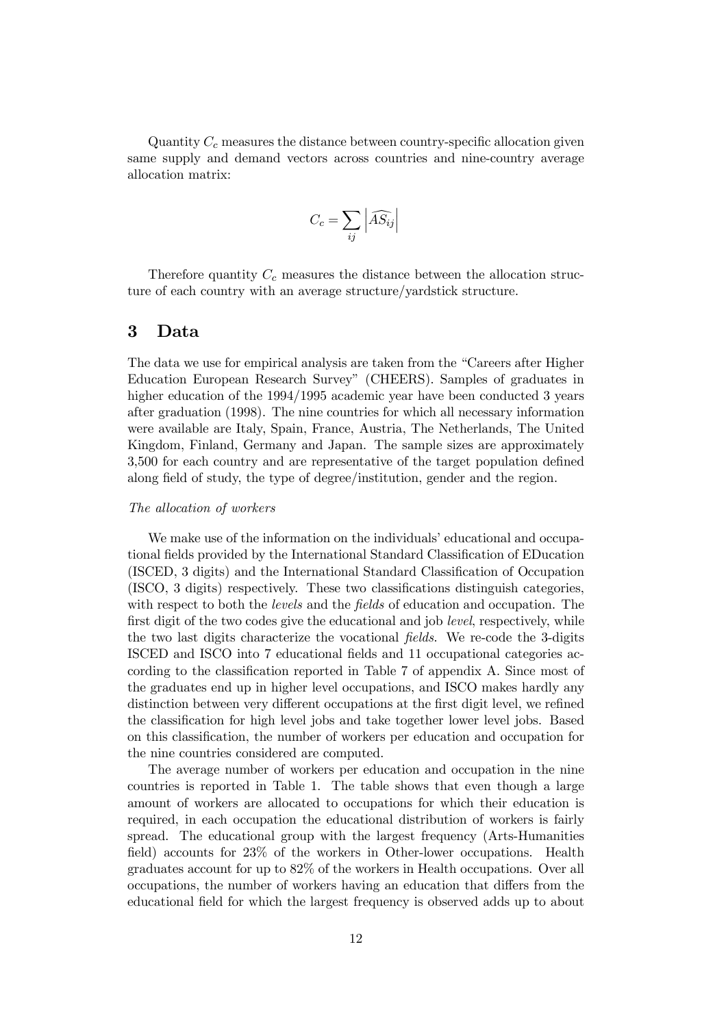Quantity $C_c$ measures the distance between country-specific allocation given same supply and demand vectors across countries and nine-country average allocation matrix:

$$C_c = \sum_{ij} \left| \widehat{AS_{ij}} \right|$$

Therefore quantity $C_c$ measures the distance between the allocation structure of each country with an average structure/yardstick structure.

# 3 Data

The data we use for empirical analysis are taken from the "Careers after Higher Education European Research Survey" (CHEERS). Samples of graduates in higher education of the 1994/1995 academic year have been conducted 3 years after graduation (1998). The nine countries for which all necessary information were available are Italy, Spain, France, Austria, The Netherlands, The United Kingdom, Finland, Germany and Japan. The sample sizes are approximately 3,500 for each country and are representative of the target population defined along field of study, the type of degree/institution, gender and the region.

*The allocation of workers*

We make use of the information on the individuals' educational and occupational fields provided by the International Standard Classification of EDucation (ISCED, 3 digits) and the International Standard Classification of Occupation (ISCO, 3 digits) respectively. These two classifications distinguish categories, with respect to both the *levels* and the *fields* of education and occupation. The first digit of the two codes give the educational and job *level*, respectively, while the two last digits characterize the vocational *fields*. We re-code the 3-digits ISCED and ISCO into 7 educational fields and 11 occupational categories according to the classification reported in Table 7 of appendix A. Since most of the graduates end up in higher level occupations, and ISCO makes hardly any distinction between very different occupations at the first digit level, we refined the classification for high level jobs and take together lower level jobs. Based on this classification, the number of workers per education and occupation for the nine countries considered are computed.

The average number of workers per education and occupation in the nine countries is reported in Table 1. The table shows that even though a large amount of workers are allocated to occupations for which their education is required, in each occupation the educational distribution of workers is fairly spread. The educational group with the largest frequency (Arts-Humanities field) accounts for 23% of the workers in Other-lower occupations. Health graduates account for up to 82% of the workers in Health occupations. Over all occupations, the number of workers having an education that differs from the educational field for which the largest frequency is observed adds up to about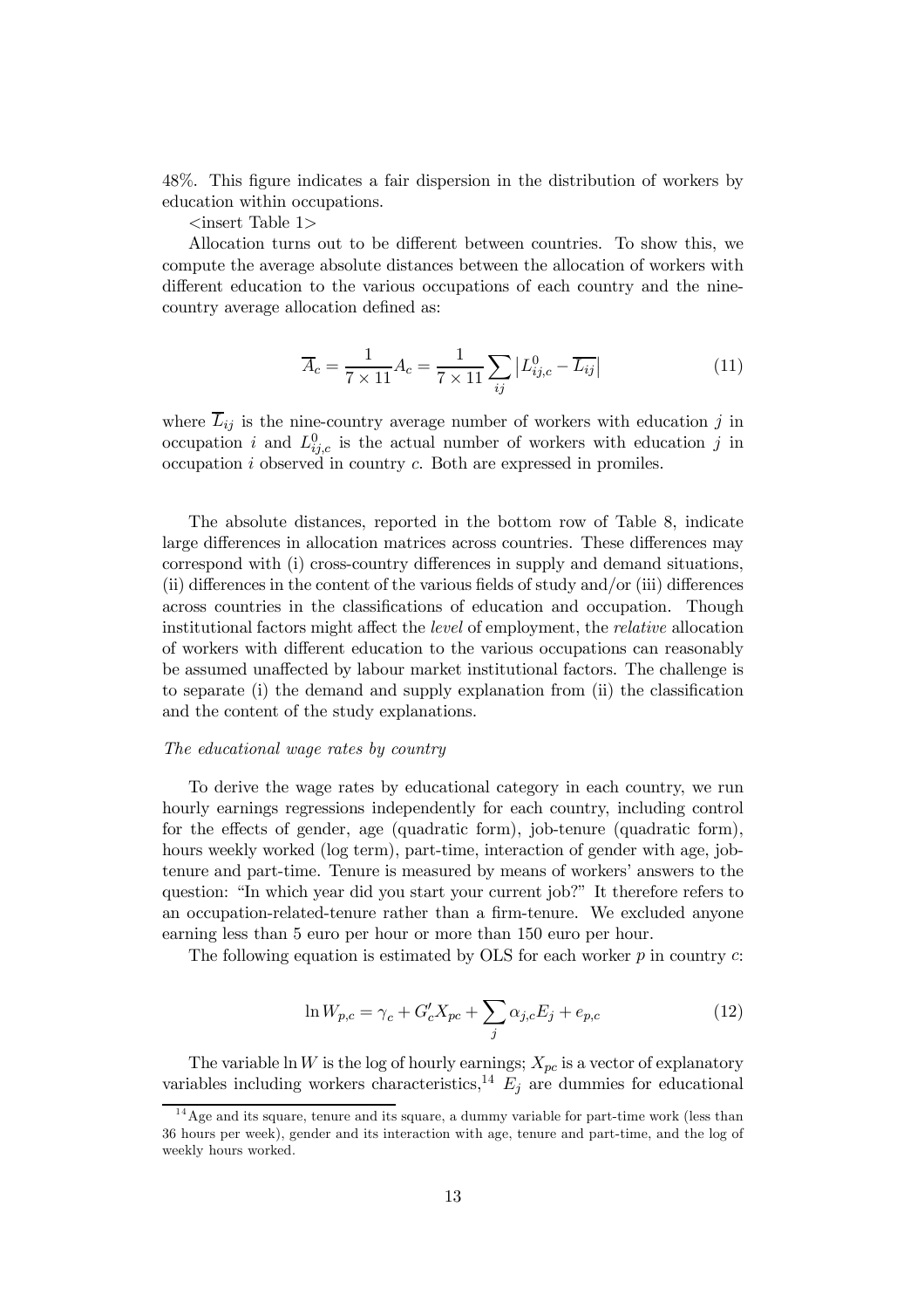48%. This figure indicates a fair dispersion in the distribution of workers by education within occupations.

<insert Table 1>

Allocation turns out to be different between countries. To show this, we compute the average absolute distances between the allocation of workers with different education to the various occupations of each country and the nine-country average allocation defined as:

$$\overline{A}_c = \frac{1}{7 \times 11} A_c = \frac{1}{7 \times 11} \sum_{ij} \left| L^0_{ij,c} - \overline{L_{ij}} \right| \tag{11}$$

where $\overline{L}_{ij}$ is the nine-country average number of workers with education $j$ in occupation $i$ and $L^0_{ij,c}$ is the actual number of workers with education $j$ in occupation $i$ observed in country $c$. Both are expressed in promiles.

The absolute distances, reported in the bottom row of Table 8, indicate large differences in allocation matrices across countries. These differences may correspond with (i) cross-country differences in supply and demand situations, (ii) differences in the content of the various fields of study and/or (iii) differences across countries in the classifications of education and occupation. Though institutional factors might affect the *level* of employment, the *relative* allocation of workers with different education to the various occupations can reasonably be assumed unaffected by labour market institutional factors. The challenge is to separate (i) the demand and supply explanation from (ii) the classification and the content of the study explanations.

*The educational wage rates by country*

To derive the wage rates by educational category in each country, we run hourly earnings regressions independently for each country, including control for the effects of gender, age (quadratic form), job-tenure (quadratic form), hours weekly worked (log term), part-time, interaction of gender with age, job-tenure and part-time. Tenure is measured by means of workers' answers to the question: "In which year did you start your current job?" It therefore refers to an occupation-related-tenure rather than a firm-tenure. We excluded anyone earning less than 5 euro per hour or more than 150 euro per hour.

The following equation is estimated by OLS for each worker $p$ in country $c$:

$$\ln W_{p,c} = \gamma_c + G'_c X_{pc} + \sum_j \alpha_{j,c} E_j + e_{p,c} \tag{12}$$

The variable $\ln W$ is the log of hourly earnings; $X_{pc}$ is a vector of explanatory variables including workers characteristics,[14] $E_j$ are dummies for educational

[14] Age and its square, tenure and its square, a dummy variable for part-time work (less than 36 hours per week), gender and its interaction with age, tenure and part-time, and the log of weekly hours worked.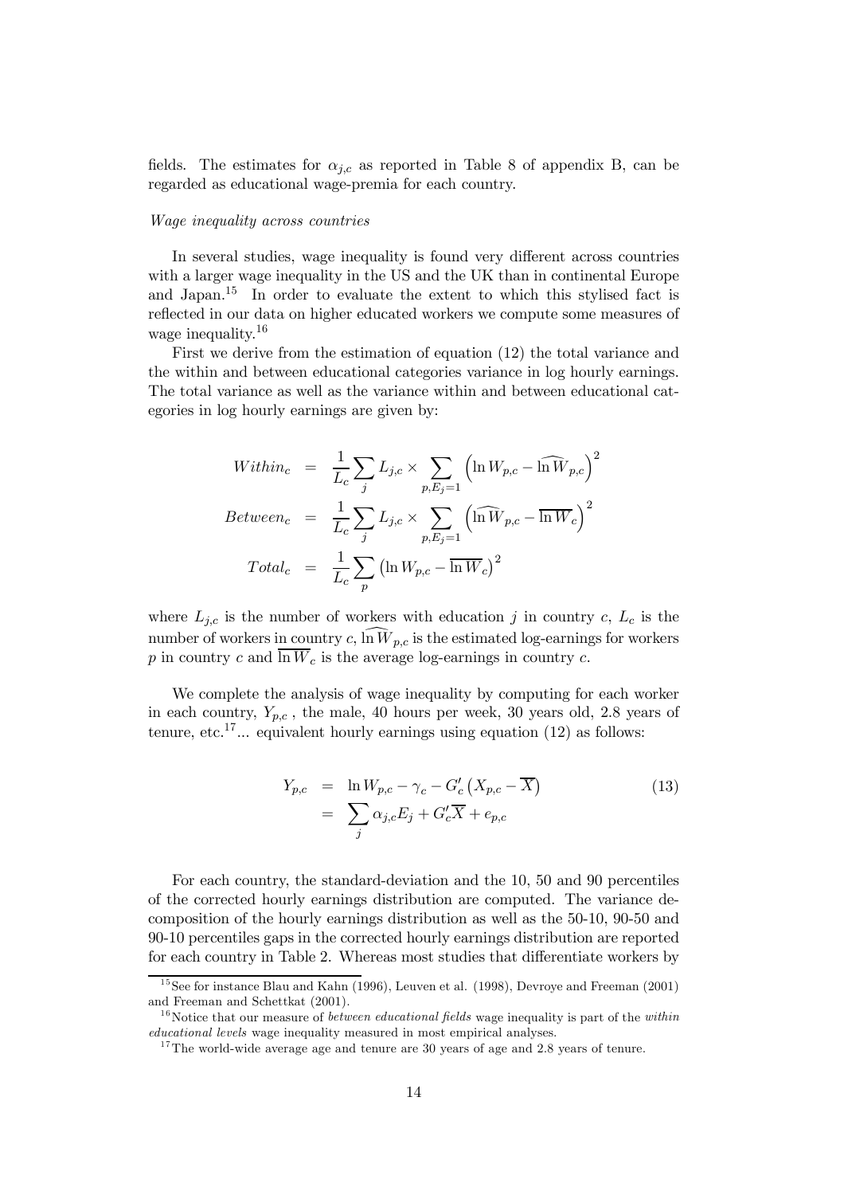fields. The estimates for $\alpha_{j,c}$ as reported in Table 8 of appendix B, can be regarded as educational wage-premia for each country.

*Wage inequality across countries*

In several studies, wage inequality is found very different across countries with a larger wage inequality in the US and the UK than in continental Europe and Japan.[15] In order to evaluate the extent to which this stylised fact is reflected in our data on higher educated workers we compute some measures of wage inequality.[16]

First we derive from the estimation of equation (12) the total variance and the within and between educational categories variance in log hourly earnings. The total variance as well as the variance within and between educational categories in log hourly earnings are given by:

$$
\begin{aligned}
Within_c &= \frac{1}{L_c}\sum_j L_{j,c} \times \sum_{p,E_j=1}\left(\ln W_{p,c} - \widehat{\ln W}_{p,c}\right)^2 \\
Between_c &= \frac{1}{L_c}\sum_j L_{j,c} \times \sum_{p,E_j=1}\left(\widehat{\ln W}_{p,c} - \overline{\ln W}_c\right)^2 \\
Total_c &= \frac{1}{L_c}\sum_p \left(\ln W_{p,c} - \overline{\ln W}_c\right)^2
\end{aligned}
$$

where $L_{j,c}$ is the number of workers with education $j$ in country $c$, $L_c$ is the number of workers in country $c$, $\widehat{\ln W}_{p,c}$ is the estimated log-earnings for workers $p$ in country $c$ and $\overline{\ln W}_c$ is the average log-earnings in country $c$.

We complete the analysis of wage inequality by computing for each worker in each country, $Y_{p,c}$ , the male, 40 hours per week, 30 years old, 2.8 years of tenure, etc.[17]... equivalent hourly earnings using equation (12) as follows:

$$
\begin{aligned}
Y_{p,c} &= \ln W_{p,c} - \gamma_c - G_c'\left(X_{p,c} - \overline{X}\right) \\
&= \sum_j \alpha_{j,c}E_j + G_c'\overline{X} + e_{p,c}
\end{aligned}
\tag{13}
$$

For each country, the standard-deviation and the 10, 50 and 90 percentiles of the corrected hourly earnings distribution are computed. The variance decomposition of the hourly earnings distribution as well as the 50-10, 90-50 and 90-10 percentiles gaps in the corrected hourly earnings distribution are reported for each country in Table 2. Whereas most studies that differentiate workers by

[15] See for instance Blau and Kahn (1996), Leuven et al. (1998), Devroye and Freeman (2001) and Freeman and Schettkat (2001).

[16] Notice that our measure of *between educational fields* wage inequality is part of the *within educational levels* wage inequality measured in most empirical analyses.

[17] The world-wide average age and tenure are 30 years of age and 2.8 years of tenure.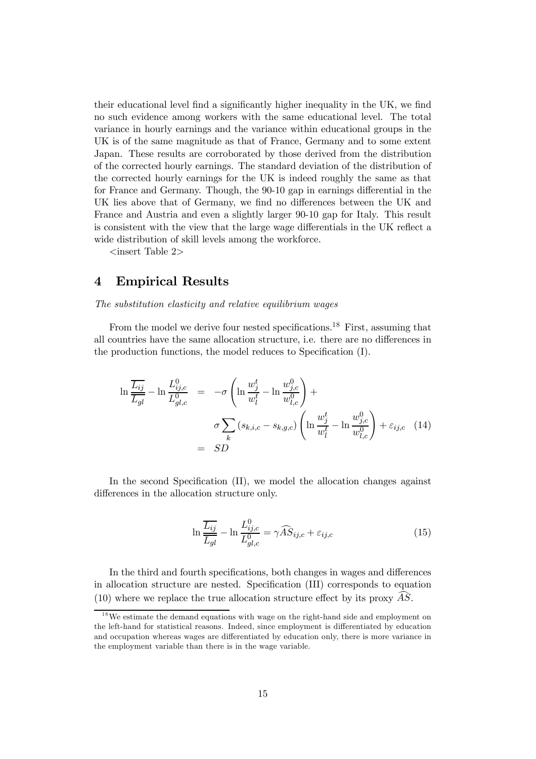their educational level find a significantly higher inequality in the UK, we find no such evidence among workers with the same educational level. The total variance in hourly earnings and the variance within educational groups in the UK is of the same magnitude as that of France, Germany and to some extent Japan. These results are corroborated by those derived from the distribution of the corrected hourly earnings. The standard deviation of the distribution of the corrected hourly earnings for the UK is indeed roughly the same as that for France and Germany. Though, the 90-10 gap in earnings differential in the UK lies above that of Germany, we find no differences between the UK and France and Austria and even a slightly larger 90-10 gap for Italy. This result is consistent with the view that the large wage differentials in the UK reflect a wide distribution of skill levels among the workforce.

<insert Table 2>

# 4 Empirical Results

*The substitution elasticity and relative equilibrium wages*

From the model we derive four nested specifications.[18] First, assuming that all countries have the same allocation structure, i.e. there are no differences in the production functions, the model reduces to Specification (I).

$$
\begin{aligned}
\ln \frac{\overline{L_{ij}}}{\overline{L_{gl}}} - \ln \frac{L^0_{ij,c}}{L^0_{gl,c}} &= -\sigma \left( \ln \frac{w^t_j}{w^t_l} - \ln \frac{w^0_{j,c}}{w^0_{l,c}} \right) + \\
&\quad \sigma \sum_k \left( s_{k,i,c} - s_{k,g,c} \right) \left( \ln \frac{w^t_j}{w^t_l} - \ln \frac{w^0_{j,c}}{w^0_{l,c}} \right) + \varepsilon_{ij,c} \quad (14) \\
&= SD
\end{aligned}
$$

In the second Specification (II), we model the allocation changes against differences in the allocation structure only.

$$
\ln \frac{\overline{L_{ij}}}{\overline{L_{gl}}} - \ln \frac{L^0_{ij,c}}{L^0_{gl,c}} = \gamma \widehat{AS}_{ij,c} + \varepsilon_{ij,c} \qquad (15)
$$

In the third and fourth specifications, both changes in wages and differences in allocation structure are nested. Specification (III) corresponds to equation (10) where we replace the true allocation structure effect by its proxy $\widehat{AS}$.

[18] We estimate the demand equations with wage on the right-hand side and employment on the left-hand for statistical reasons. Indeed, since employment is differentiated by education and occupation whereas wages are differentiated by education only, there is more variance in the employment variable than there is in the wage variable.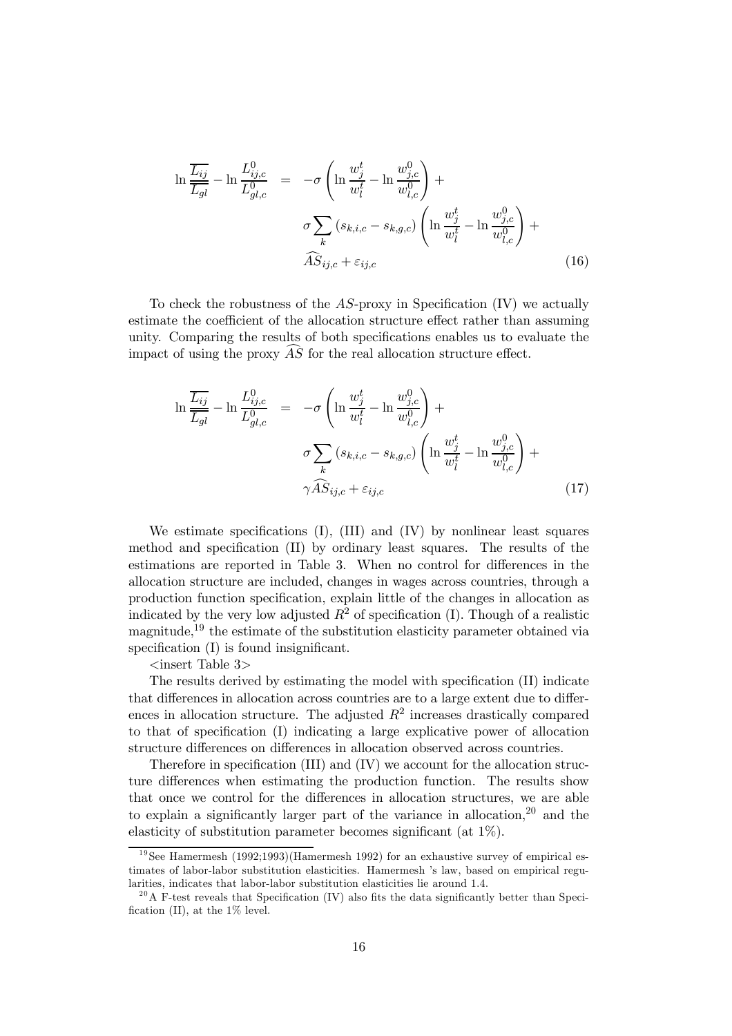$$\ln \frac{\overline{L_{ij}}}{\overline{L_{gl}}} - \ln \frac{L^0_{ij,c}}{L^0_{gl,c}} = -\sigma \left( \ln \frac{w^t_j}{w^t_l} - \ln \frac{w^0_{j,c}}{w^0_{l,c}} \right) + \sigma \sum_k \left( s_{k,i,c} - s_{k,g,c} \right) \left( \ln \frac{w^t_j}{w^t_l} - \ln \frac{w^0_{j,c}}{w^0_{l,c}} \right) + \widehat{AS}_{ij,c} + \varepsilon_{ij,c} \tag{16}$$

To check the robustness of the $AS$-proxy in Specification (IV) we actually estimate the coefficient of the allocation structure effect rather than assuming unity. Comparing the results of both specifications enables us to evaluate the impact of using the proxy $\widehat{AS}$ for the real allocation structure effect.

$$\ln \frac{\overline{L_{ij}}}{\overline{L_{gl}}} - \ln \frac{L^0_{ij,c}}{L^0_{gl,c}} = -\sigma \left( \ln \frac{w^t_j}{w^t_l} - \ln \frac{w^0_{j,c}}{w^0_{l,c}} \right) + \sigma \sum_k \left( s_{k,i,c} - s_{k,g,c} \right) \left( \ln \frac{w^t_j}{w^t_l} - \ln \frac{w^0_{j,c}}{w^0_{l,c}} \right) + \gamma \widehat{AS}_{ij,c} + \varepsilon_{ij,c} \tag{17}$$

We estimate specifications (I), (III) and (IV) by nonlinear least squares method and specification (II) by ordinary least squares. The results of the estimations are reported in Table 3. When no control for differences in the allocation structure are included, changes in wages across countries, through a production function specification, explain little of the changes in allocation as indicated by the very low adjusted $R^2$ of specification (I). Though of a realistic magnitude,[19] the estimate of the substitution elasticity parameter obtained via specification (I) is found insignificant.

<insert Table 3>

The results derived by estimating the model with specification (II) indicate that differences in allocation across countries are to a large extent due to differences in allocation structure. The adjusted $R^2$ increases drastically compared to that of specification (I) indicating a large explicative power of allocation structure differences on differences in allocation observed across countries.

Therefore in specification (III) and (IV) we account for the allocation structure differences when estimating the production function. The results show that once we control for the differences in allocation structures, we are able to explain a significantly larger part of the variance in allocation,[20] and the elasticity of substitution parameter becomes significant (at 1%).

---

[19] See Hamermesh (1992;1993)(Hamermesh 1992) for an exhaustive survey of empirical estimates of labor-labor substitution elasticities. Hamermesh 's law, based on empirical regularities, indicates that labor-labor substitution elasticities lie around 1.4.

[20] A F-test reveals that Specification (IV) also fits the data significantly better than Specification (II), at the 1% level.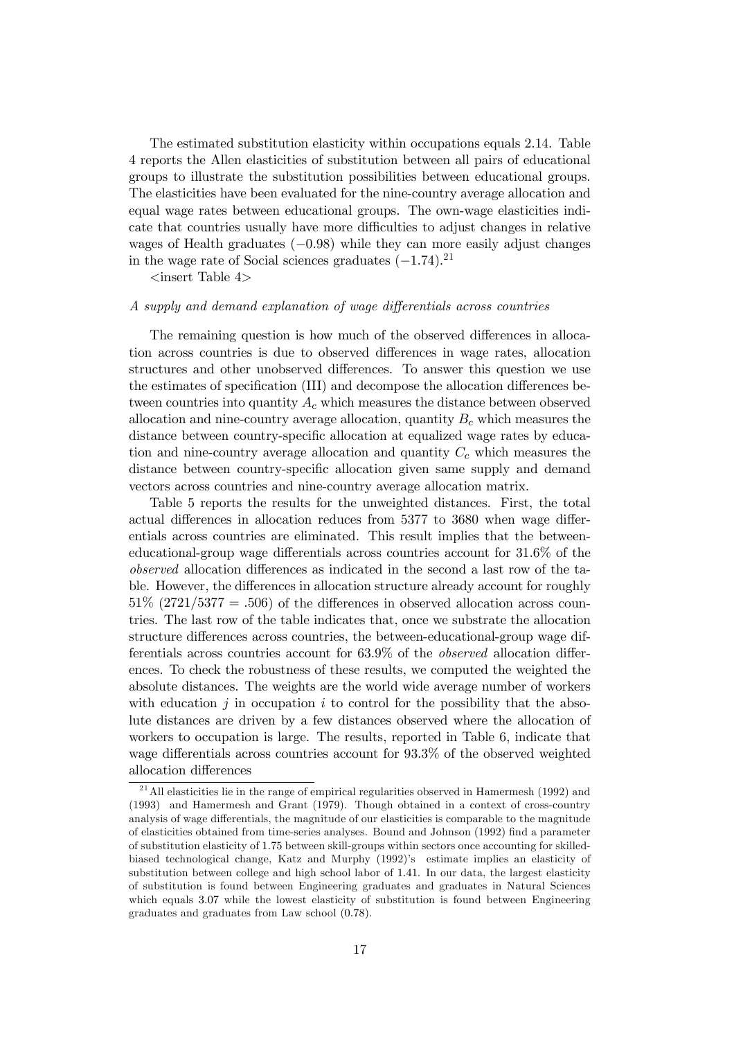The estimated substitution elasticity within occupations equals 2.14. Table 4 reports the Allen elasticities of substitution between all pairs of educational groups to illustrate the substitution possibilities between educational groups. The elasticities have been evaluated for the nine-country average allocation and equal wage rates between educational groups. The own-wage elasticities indicate that countries usually have more difficulties to adjust changes in relative wages of Health graduates ($-0.98$) while they can more easily adjust changes in the wage rate of Social sciences graduates ($-1.74$).[21]

<insert Table 4>

*A supply and demand explanation of wage differentials across countries*

The remaining question is how much of the observed differences in allocation across countries is due to observed differences in wage rates, allocation structures and other unobserved differences. To answer this question we use the estimates of specification (III) and decompose the allocation differences between countries into quantity $A_c$ which measures the distance between observed allocation and nine-country average allocation, quantity $B_c$ which measures the distance between country-specific allocation at equalized wage rates by education and nine-country average allocation and quantity $C_c$ which measures the distance between country-specific allocation given same supply and demand vectors across countries and nine-country average allocation matrix.

Table 5 reports the results for the unweighted distances. First, the total actual differences in allocation reduces from 5377 to 3680 when wage differentials across countries are eliminated. This result implies that the between-educational-group wage differentials across countries account for 31.6% of the *observed* allocation differences as indicated in the second a last row of the table. However, the differences in allocation structure already account for roughly 51% ($2721/5377 = .506$) of the differences in observed allocation across countries. The last row of the table indicates that, once we substrate the allocation structure differences across countries, the between-educational-group wage differentials across countries account for 63.9% of the *observed* allocation differences. To check the robustness of these results, we computed the weighted the absolute distances. The weights are the world wide average number of workers with education $j$ in occupation $i$ to control for the possibility that the absolute distances are driven by a few distances observed where the allocation of workers to occupation is large. The results, reported in Table 6, indicate that wage differentials across countries account for 93.3% of the observed weighted allocation differences

[21] All elasticities lie in the range of empirical regularities observed in Hamermesh (1992) and (1993) and Hamermesh and Grant (1979). Though obtained in a context of cross-country analysis of wage differentials, the magnitude of our elasticities is comparable to the magnitude of elasticities obtained from time-series analyses. Bound and Johnson (1992) find a parameter of substitution elasticity of 1.75 between skill-groups within sectors once accounting for skilled-biased technological change, Katz and Murphy (1992)'s estimate implies an elasticity of substitution between college and high school labor of 1.41. In our data, the largest elasticity of substitution is found between Engineering graduates and graduates in Natural Sciences which equals 3.07 while the lowest elasticity of substitution is found between Engineering graduates and graduates from Law school (0.78).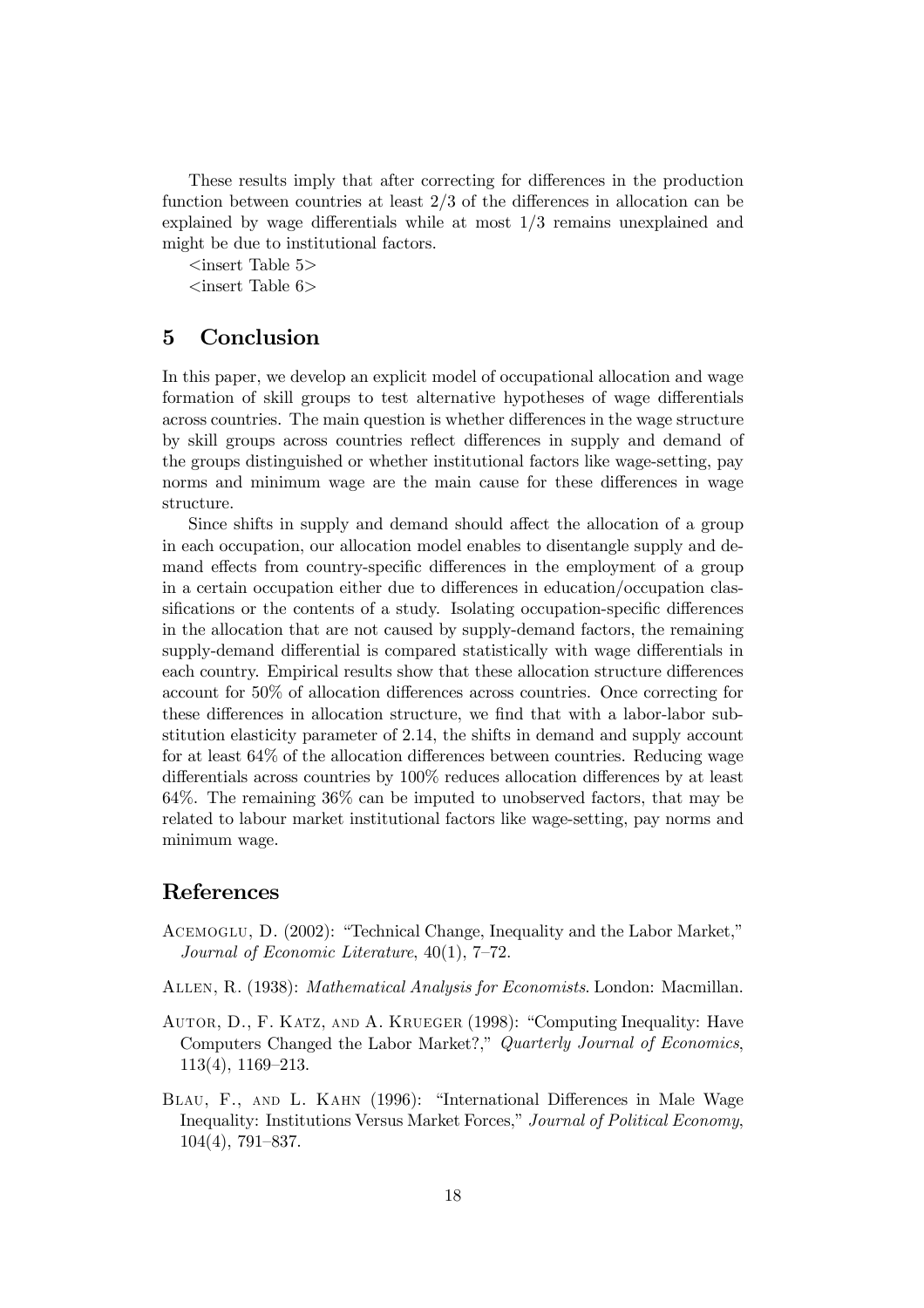These results imply that after correcting for differences in the production function between countries at least 2/3 of the differences in allocation can be explained by wage differentials while at most 1/3 remains unexplained and might be due to institutional factors.

<insert Table 5>

<insert Table 6>

## 5 Conclusion

In this paper, we develop an explicit model of occupational allocation and wage formation of skill groups to test alternative hypotheses of wage differentials across countries. The main question is whether differences in the wage structure by skill groups across countries reflect differences in supply and demand of the groups distinguished or whether institutional factors like wage-setting, pay norms and minimum wage are the main cause for these differences in wage structure.

Since shifts in supply and demand should affect the allocation of a group in each occupation, our allocation model enables to disentangle supply and demand effects from country-specific differences in the employment of a group in a certain occupation either due to differences in education/occupation classifications or the contents of a study. Isolating occupation-specific differences in the allocation that are not caused by supply-demand factors, the remaining supply-demand differential is compared statistically with wage differentials in each country. Empirical results show that these allocation structure differences account for 50% of allocation differences across countries. Once correcting for these differences in allocation structure, we find that with a labor-labor substitution elasticity parameter of 2.14, the shifts in demand and supply account for at least 64% of the allocation differences between countries. Reducing wage differentials across countries by 100% reduces allocation differences by at least 64%. The remaining 36% can be imputed to unobserved factors, that may be related to labour market institutional factors like wage-setting, pay norms and minimum wage.

## References

Acemoglu, D. (2002): "Technical Change, Inequality and the Labor Market," *Journal of Economic Literature*, 40(1), 7–72.

Allen, R. (1938): *Mathematical Analysis for Economists*. London: Macmillan.

Autor, D., F. Katz, and A. Krueger (1998): "Computing Inequality: Have Computers Changed the Labor Market?," *Quarterly Journal of Economics*, 113(4), 1169–213.

Blau, F., and L. Kahn (1996): "International Differences in Male Wage Inequality: Institutions Versus Market Forces," *Journal of Political Economy*, 104(4), 791–837.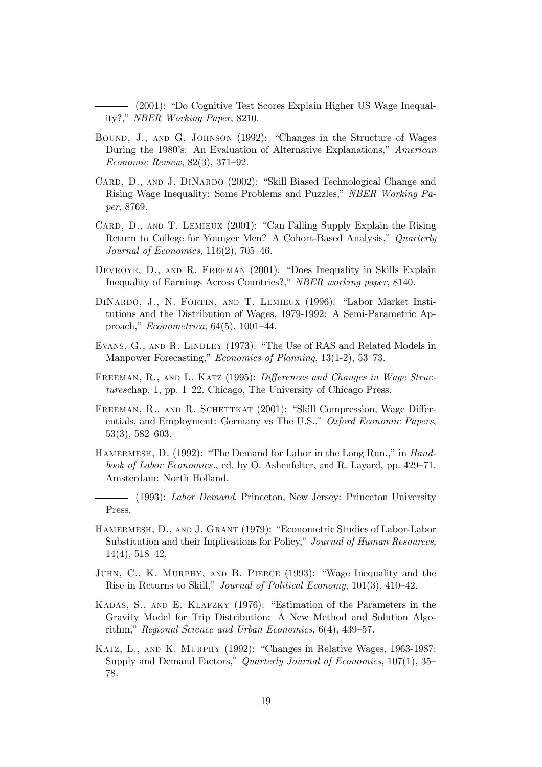——— (2001): "Do Cognitive Test Scores Explain Higher US Wage Inequality?," *NBER Working Paper*, 8210.

Bound, J., and G. Johnson (1992): "Changes in the Structure of Wages During the 1980's: An Evaluation of Alternative Explanations," *American Economic Review*, 82(3), 371–92.

Card, D., and J. DiNardo (2002): "Skill Biased Technological Change and Rising Wage Inequality: Some Problems and Puzzles," *NBER Working Paper*, 8769.

Card, D., and T. Lemieux (2001): "Can Falling Supply Explain the Rising Return to College for Younger Men? A Cohort-Based Analysis," *Quarterly Journal of Economics*, 116(2), 705–46.

Devroye, D., and R. Freeman (2001): "Does Inequality in Skills Explain Inequality of Earnings Across Countries?," *NBER working paper*, 8140.

DiNardo, J., N. Fortin, and T. Lemieux (1996): "Labor Market Institutions and the Distribution of Wages, 1979-1992: A Semi-Parametric Approach," *Econometrica*, 64(5), 1001–44.

Evans, G., and R. Lindley (1973): "The Use of RAS and Related Models in Manpower Forecasting," *Economics of Planning*, 13(1-2), 53–73.

Freeman, R., and L. Katz (1995): *Differences and Changes in Wage Structures*chap. 1, pp. 1–22. Chicago, The University of Chicago Press.

Freeman, R., and R. Schettkat (2001): "Skill Compression, Wage Differentials, and Employment: Germany vs The U.S.," *Oxford Economic Papers*, 53(3), 582–603.

Hamermesh, D. (1992): "The Demand for Labor in the Long Run.," in *Handbook of Labor Economics.*, ed. by O. Ashenfelter, and R. Layard, pp. 429–71. Amsterdam: North Holland.

——— (1993): *Labor Demand*. Princeton, New Jersey: Princeton University Press.

Hamermesh, D., and J. Grant (1979): "Econometric Studies of Labor-Labor Substitution and their Implications for Policy," *Journal of Human Resources*, 14(4), 518–42.

Juhn, C., K. Murphy, and B. Pierce (1993): "Wage Inequality and the Rise in Returns to Skill," *Journal of Political Economy*, 101(3), 410–42.

Kadas, S., and E. Klafzky (1976): "Estimation of the Parameters in the Gravity Model for Trip Distribution: A New Method and Solution Algorithm," *Regional Science and Urban Economics*, 6(4), 439–57.

Katz, L., and K. Murphy (1992): "Changes in Relative Wages, 1963-1987: Supply and Demand Factors," *Quarterly Journal of Economics*, 107(1), 35–78.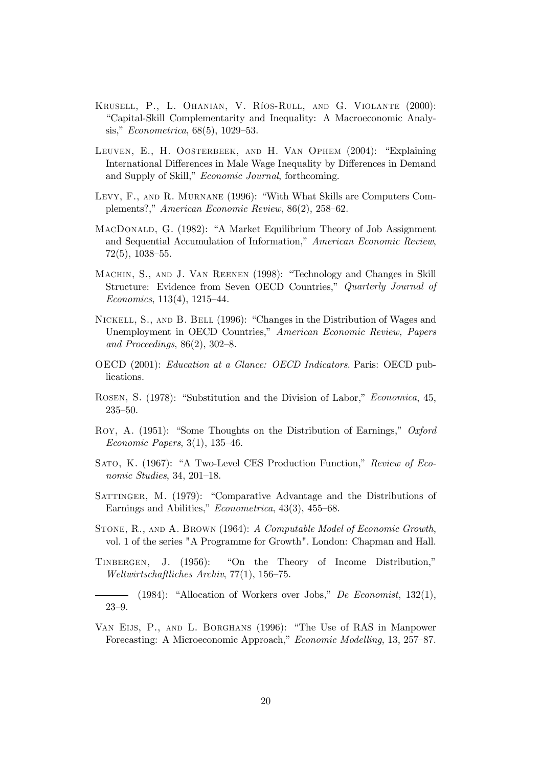Krusell, P., L. Ohanian, V. Ríos-Rull, and G. Violante (2000): "Capital-Skill Complementarity and Inequality: A Macroeconomic Analysis," *Econometrica*, 68(5), 1029–53.

Leuven, E., H. Oosterbeek, and H. Van Ophem (2004): "Explaining International Differences in Male Wage Inequality by Differences in Demand and Supply of Skill," *Economic Journal*, forthcoming.

Levy, F., and R. Murnane (1996): "With What Skills are Computers Complements?," *American Economic Review*, 86(2), 258–62.

MacDonald, G. (1982): "A Market Equilibrium Theory of Job Assignment and Sequential Accumulation of Information," *American Economic Review*, 72(5), 1038–55.

Machin, S., and J. Van Reenen (1998): "Technology and Changes in Skill Structure: Evidence from Seven OECD Countries," *Quarterly Journal of Economics*, 113(4), 1215–44.

Nickell, S., and B. Bell (1996): "Changes in the Distribution of Wages and Unemployment in OECD Countries," *American Economic Review, Papers and Proceedings*, 86(2), 302–8.

OECD (2001): *Education at a Glance: OECD Indicators*. Paris: OECD publications.

Rosen, S. (1978): "Substitution and the Division of Labor," *Economica*, 45, 235–50.

Roy, A. (1951): "Some Thoughts on the Distribution of Earnings," *Oxford Economic Papers*, 3(1), 135–46.

Sato, K. (1967): "A Two-Level CES Production Function," *Review of Economic Studies*, 34, 201–18.

Sattinger, M. (1979): "Comparative Advantage and the Distributions of Earnings and Abilities," *Econometrica*, 43(3), 455–68.

Stone, R., and A. Brown (1964): *A Computable Model of Economic Growth*, vol. 1 of the series "A Programme for Growth". London: Chapman and Hall.

Tinbergen, J. (1956): "On the Theory of Income Distribution," *Weltwirtschaftliches Archiv*, 77(1), 156–75.

——— (1984): "Allocation of Workers over Jobs," *De Economist*, 132(1), 23–9.

Van Eijs, P., and L. Borghans (1996): "The Use of RAS in Manpower Forecasting: A Microeconomic Approach," *Economic Modelling*, 13, 257–87.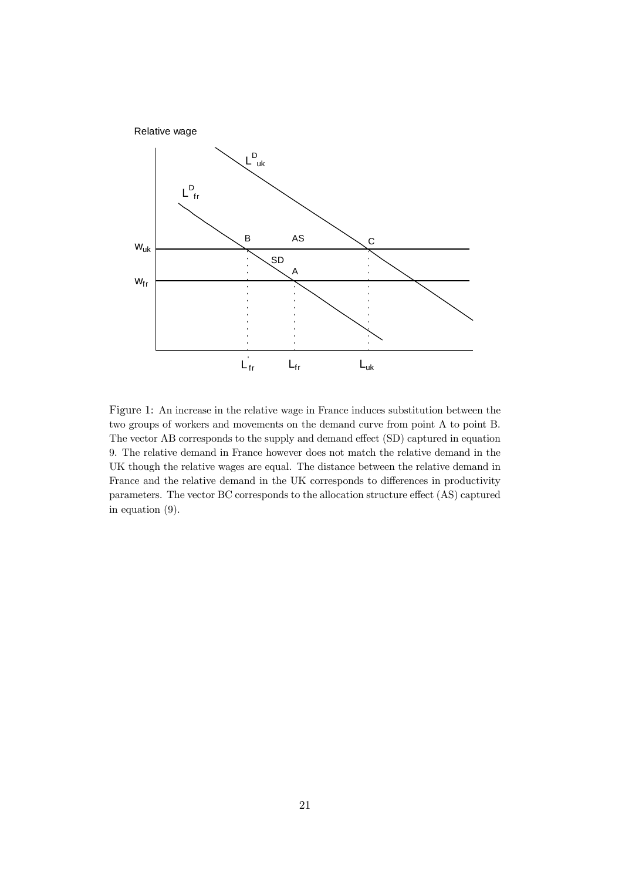Figure 1: An increase in the relative wage in France induces substitution between the two groups of workers and movements on the demand curve from point A to point B. The vector AB corresponds to the supply and demand effect (SD) captured in equation 9. The relative demand in France however does not match the relative demand in the UK though the relative wages are equal. The distance between the relative demand in France and the relative demand in the UK corresponds to differences in productivity parameters. The vector BC corresponds to the allocation structure effect (AS) captured in equation (9).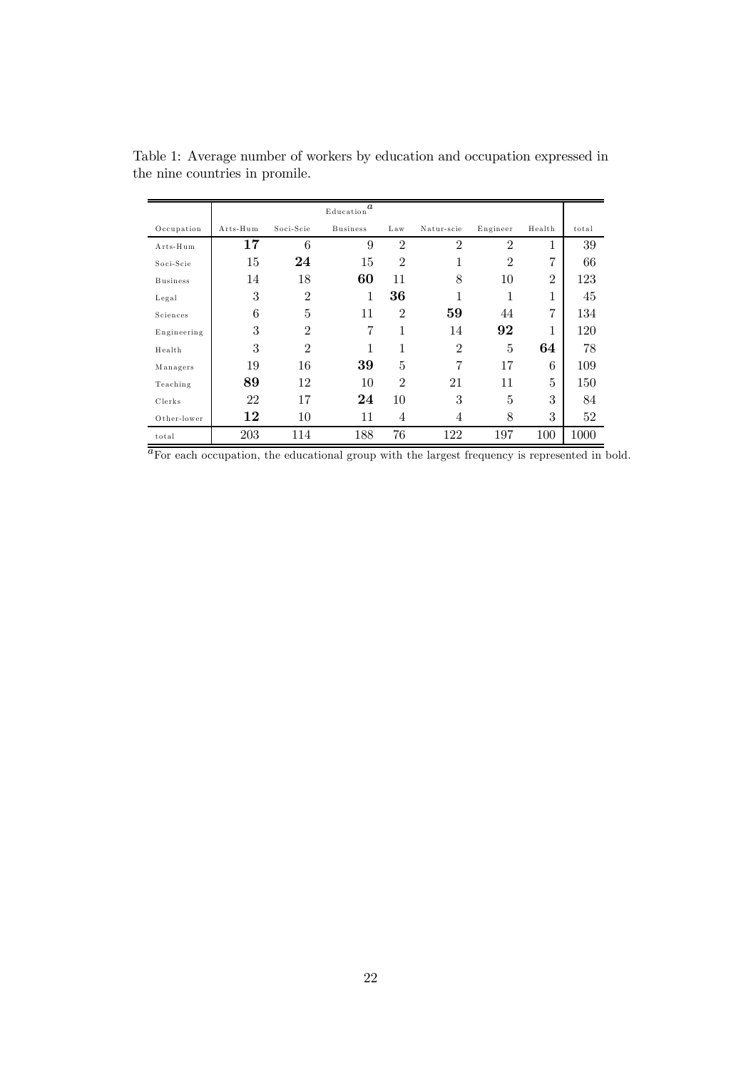Table 1: Average number of workers by education and occupation expressed in the nine countries in promile.

| | Education[a] | | | | | | | |
|---|---|---|---|---|---|---|---|---|
| Occupation | Arts-Hum | Soci-Scie | Business | Law | Natur-scie | Engineer | Health | total |
| Arts-Hum | **17** | 6 | 9 | 2 | 2 | 2 | 1 | 39 |
| Soci-Scie | 15 | **24** | 15 | 2 | 1 | 2 | 7 | 66 |
| Business | 14 | 18 | **60** | 11 | 8 | 10 | 2 | 123 |
| Legal | 3 | 2 | 1 | **36** | 1 | 1 | 1 | 45 |
| Sciences | 6 | 5 | 11 | 2 | **59** | 44 | 7 | 134 |
| Engineering | 3 | 2 | 7 | 1 | 14 | **92** | 1 | 120 |
| Health | 3 | 2 | 1 | 1 | 2 | 5 | **64** | 78 |
| Managers | 19 | 16 | **39** | 5 | 7 | 17 | 6 | 109 |
| Teaching | **89** | 12 | 10 | 2 | 21 | 11 | 5 | 150 |
| Clerks | 22 | 17 | **24** | 10 | 3 | 5 | 3 | 84 |
| Other-lower | **12** | 10 | 11 | 4 | 4 | 8 | 3 | 52 |
| total | 203 | 114 | 188 | 76 | 122 | 197 | 100 | 1000 |

[a] For each occupation, the educational group with the largest frequency is represented in bold.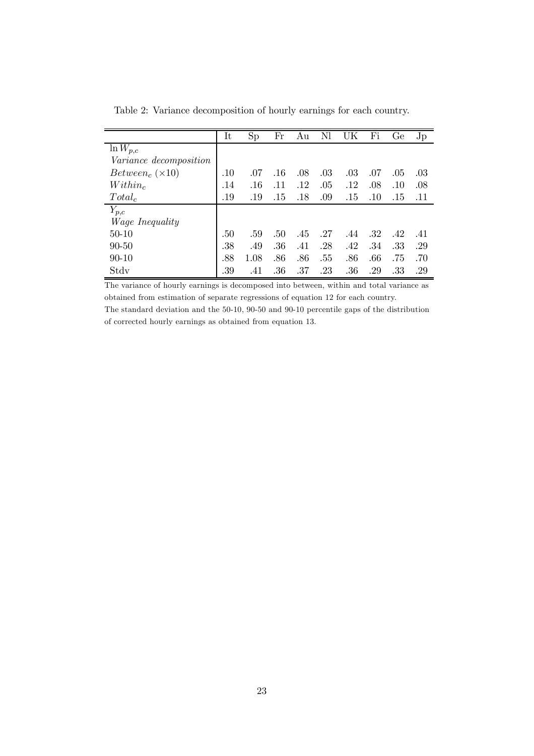Table 2: Variance decomposition of hourly earnings for each country.

| | It | Sp | Fr | Au | Nl | UK | Fi | Ge | Jp |
|---|---|---|---|---|---|---|---|---|---|
| $\ln W_{p,c}$ | | | | | | | | | |
| *Variance decomposition* | | | | | | | | | |
| $Between_c$ ($\times 10$) | .10 | .07 | .16 | .08 | .03 | .03 | .07 | .05 | .03 |
| $Within_c$ | .14 | .16 | .11 | .12 | .05 | .12 | .08 | .10 | .08 |
| $Total_c$ | .19 | .19 | .15 | .18 | .09 | .15 | .10 | .15 | .11 |
| $Y_{p,c}$ | | | | | | | | | |
| *Wage Inequality* | | | | | | | | | |
| 50-10 | .50 | .59 | .50 | .45 | .27 | .44 | .32 | .42 | .41 |
| 90-50 | .38 | .49 | .36 | .41 | .28 | .42 | .34 | .33 | .29 |
| 90-10 | .88 | 1.08 | .86 | .86 | .55 | .86 | .66 | .75 | .70 |
| Stdv | .39 | .41 | .36 | .37 | .23 | .36 | .29 | .33 | .29 |

The variance of hourly earnings is decomposed into between, within and total variance as obtained from estimation of separate regressions of equation 12 for each country.
The standard deviation and the 50-10, 90-50 and 90-10 percentile gaps of the distribution of corrected hourly earnings as obtained from equation 13.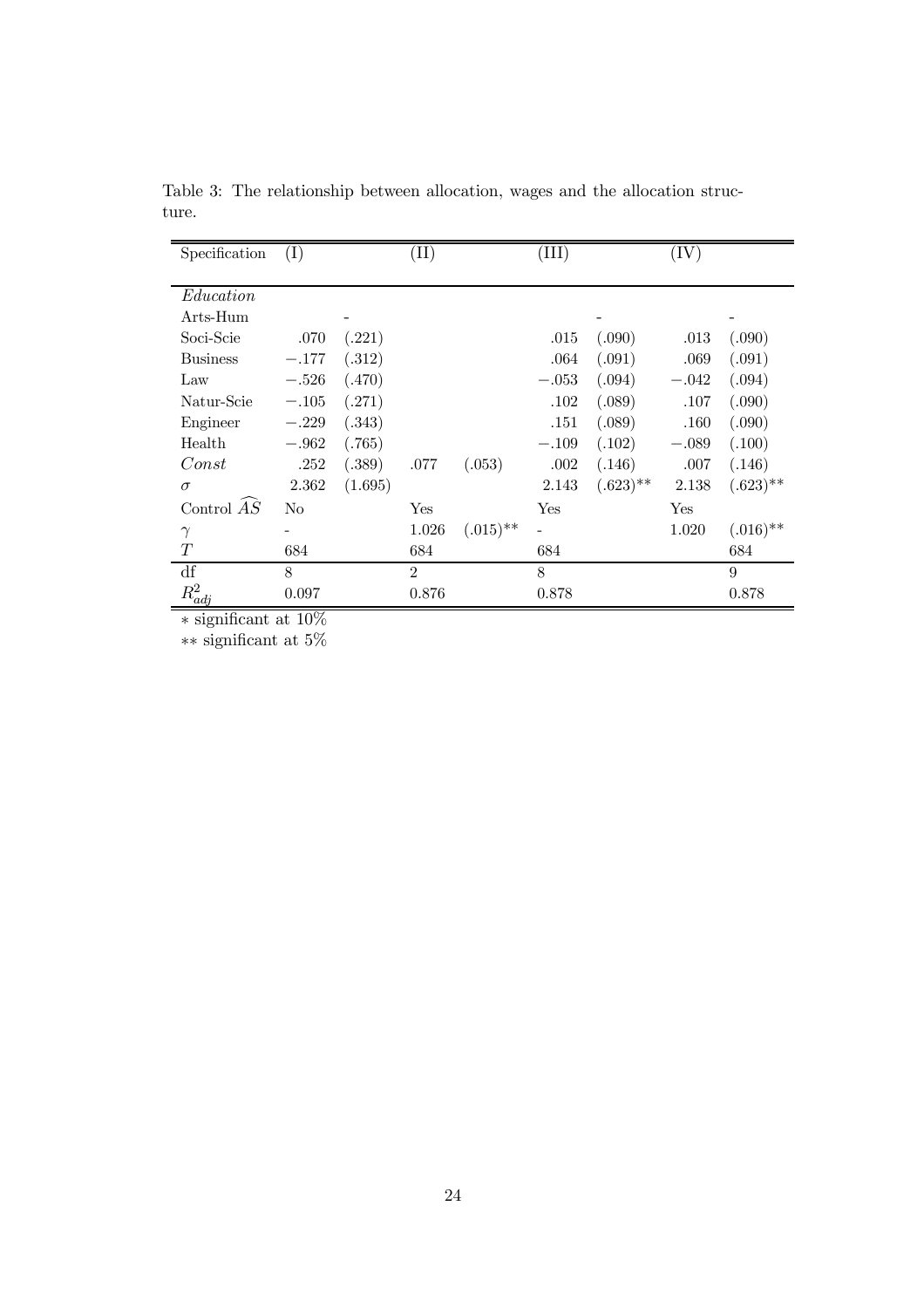Table 3: The relationship between allocation, wages and the allocation structure.

| Specification | (I) | | (II) | | (III) | | (IV) | |
|---|---|---|---|---|---|---|---|---|
| *Education* | | | | | | | | |
| Arts-Hum | | - | | | | - | | - |
| Soci-Scie | .070 | (.221) | | | .015 | (.090) | .013 | (.090) |
| Business | $-.177$ | (.312) | | | .064 | (.091) | .069 | (.091) |
| Law | $-.526$ | (.470) | | | $-.053$ | (.094) | $-.042$ | (.094) |
| Natur-Scie | $-.105$ | (.271) | | | .102 | (.089) | .107 | (.090) |
| Engineer | $-.229$ | (.343) | | | .151 | (.089) | .160 | (.090) |
| Health | $-.962$ | (.765) | | | $-.109$ | (.102) | $-.089$ | (.100) |
| *Const* | .252 | (.389) | .077 | (.053) | .002 | (.146) | .007 | (.146) |
| $\sigma$ | 2.362 | (1.695) | | | 2.143 | $(.623)^{**}$ | 2.138 | $(.623)^{**}$ |
| Control $\widehat{AS}$ | No | | Yes | | Yes | | Yes | |
| $\gamma$ | - | | 1.026 | $(.015)^{**}$ | - | | 1.020 | $(.016)^{**}$ |
| $T$ | 684 | | 684 | | 684 | | | 684 |
| df | 8 | | 2 | | 8 | | | 9 |
| $R^2_{adj}$ | 0.097 | | 0.876 | | 0.878 | | | 0.878 |

$*$ significant at 10%

$**$ significant at 5%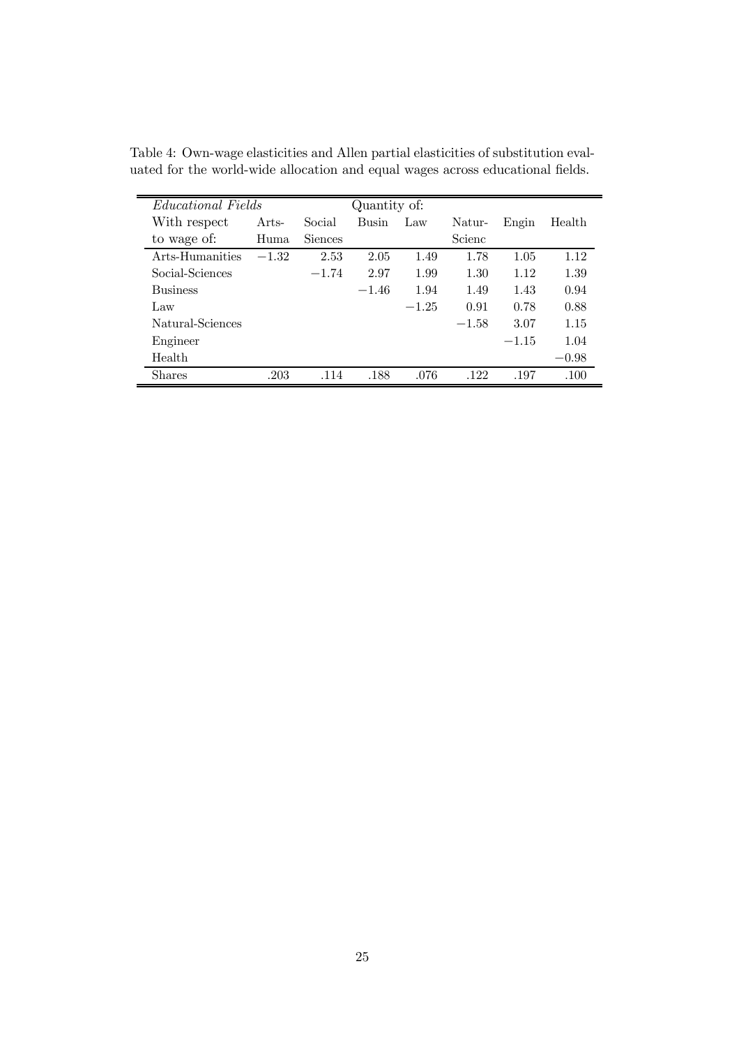Table 4: Own-wage elasticities and Allen partial elasticities of substitution evaluated for the world-wide allocation and equal wages across educational fields.

| *Educational Fields* | | | Quantity of: | | | | |
|---|---|---|---|---|---|---|---|
| With respect to wage of: | Arts-Huma | Social Siences | Busin | Law | Natur-Scienc | Engin | Health |
| Arts-Humanities | $-1.32$ | 2.53 | 2.05 | 1.49 | 1.78 | 1.05 | 1.12 |
| Social-Sciences | | $-1.74$ | 2.97 | 1.99 | 1.30 | 1.12 | 1.39 |
| Business | | | $-1.46$ | 1.94 | 1.49 | 1.43 | 0.94 |
| Law | | | | $-1.25$ | 0.91 | 0.78 | 0.88 |
| Natural-Sciences | | | | | $-1.58$ | 3.07 | 1.15 |
| Engineer | | | | | | $-1.15$ | 1.04 |
| Health | | | | | | | $-0.98$ |
| Shares | .203 | .114 | .188 | .076 | .122 | .197 | .100 |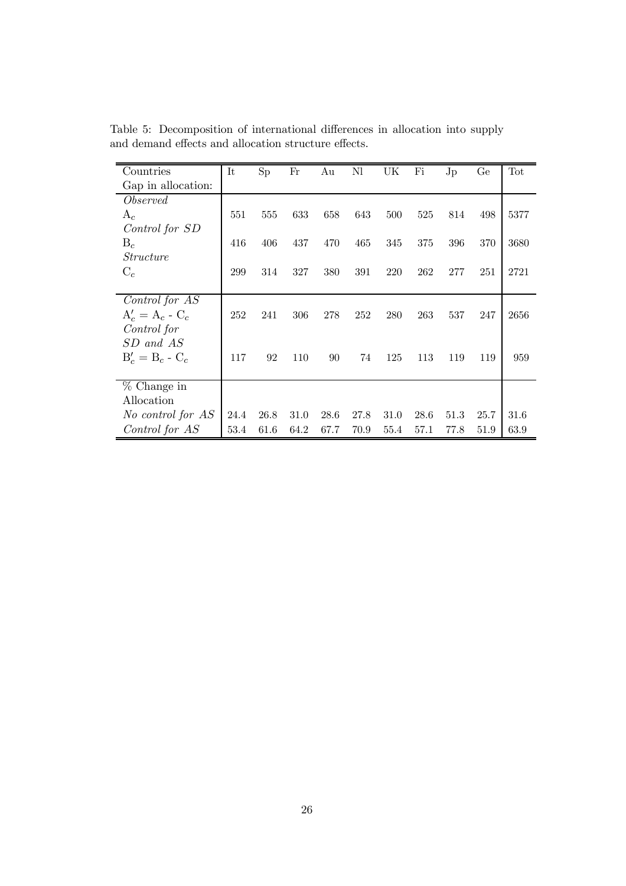Table 5: Decomposition of international differences in allocation into supply and demand effects and allocation structure effects.

| Countries | It | Sp | Fr | Au | Nl | UK | Fi | Jp | Ge | Tot |
|---|---|---|---|---|---|---|---|---|---|---|
| Gap in allocation: | | | | | | | | | | |
| *Observed* | | | | | | | | | | |
| $A_c$ | 551 | 555 | 633 | 658 | 643 | 500 | 525 | 814 | 498 | 5377 |
| *Control for SD* | | | | | | | | | | |
| $B_c$ | 416 | 406 | 437 | 470 | 465 | 345 | 375 | 396 | 370 | 3680 |
| *Structure* | | | | | | | | | | |
| $C_c$ | 299 | 314 | 327 | 380 | 391 | 220 | 262 | 277 | 251 | 2721 |
| *Control for AS* | | | | | | | | | | |
| $A'_c = A_c - C_c$ | 252 | 241 | 306 | 278 | 252 | 280 | 263 | 537 | 247 | 2656 |
| *Control for SD and AS* | | | | | | | | | | |
| $B'_c = B_c - C_c$ | 117 | 92 | 110 | 90 | 74 | 125 | 113 | 119 | 119 | 959 |
| % Change in Allocation | | | | | | | | | | |
| *No control for AS* | 24.4 | 26.8 | 31.0 | 28.6 | 27.8 | 31.0 | 28.6 | 51.3 | 25.7 | 31.6 |
| *Control for AS* | 53.4 | 61.6 | 64.2 | 67.7 | 70.9 | 55.4 | 57.1 | 77.8 | 51.9 | 63.9 |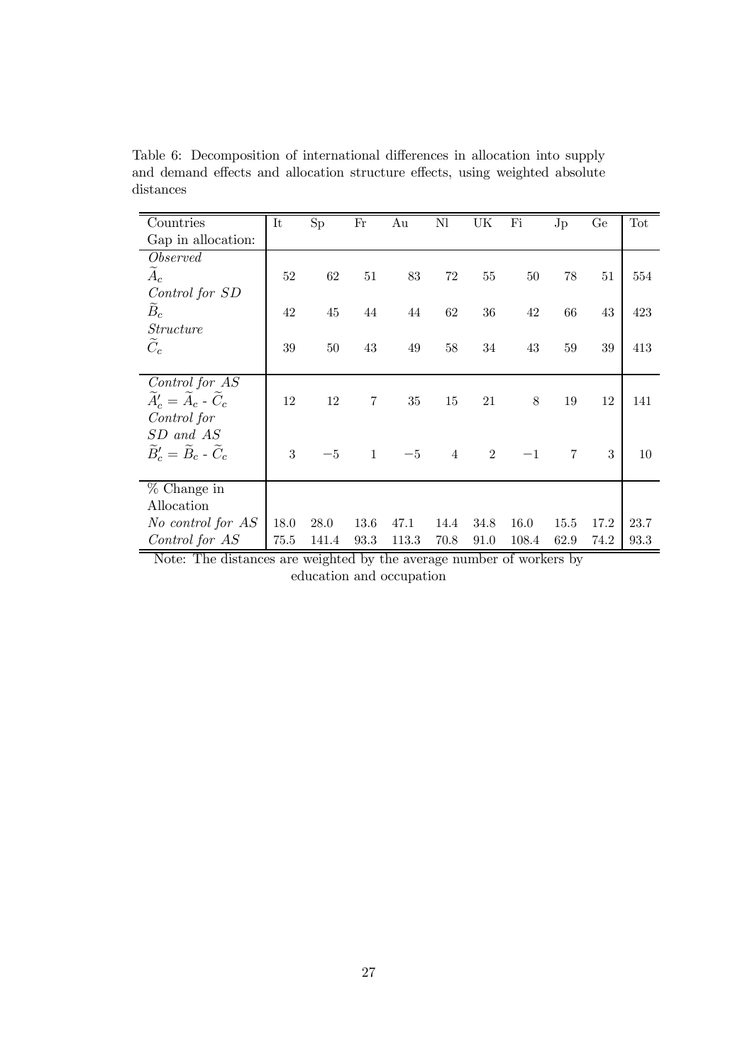Table 6: Decomposition of international differences in allocation into supply and demand effects and allocation structure effects, using weighted absolute distances

| Countries<br>Gap in allocation: | It | Sp | Fr | Au | Nl | UK | Fi | Jp | Ge | Tot |
|---|---|---|---|---|---|---|---|---|---|---|
| *Observed*<br>$\widetilde{A}_c$ | 52 | 62 | 51 | 83 | 72 | 55 | 50 | 78 | 51 | 554 |
| *Control for SD*<br>$\widetilde{B}_c$ | 42 | 45 | 44 | 44 | 62 | 36 | 42 | 66 | 43 | 423 |
| *Structure*<br>$\widetilde{C}_c$ | 39 | 50 | 43 | 49 | 58 | 34 | 43 | 59 | 39 | 413 |
| *Control for AS*<br>$\widetilde{A}'_c = \widetilde{A}_c$ - $\widetilde{C}_c$ | 12 | 12 | 7 | 35 | 15 | 21 | 8 | 19 | 12 | 141 |
| *Control for SD and AS*<br>$\widetilde{B}'_c = \widetilde{B}_c$ - $\widetilde{C}_c$ | 3 | $-5$ | 1 | $-5$ | 4 | 2 | $-1$ | 7 | 3 | 10 |
| % Change in Allocation | | | | | | | | | | |
| *No control for AS* | 18.0 | 28.0 | 13.6 | 47.1 | 14.4 | 34.8 | 16.0 | 15.5 | 17.2 | 23.7 |
| *Control for AS* | 75.5 | 141.4 | 93.3 | 113.3 | 70.8 | 91.0 | 108.4 | 62.9 | 74.2 | 93.3 |

Note: The distances are weighted by the average number of workers by education and occupation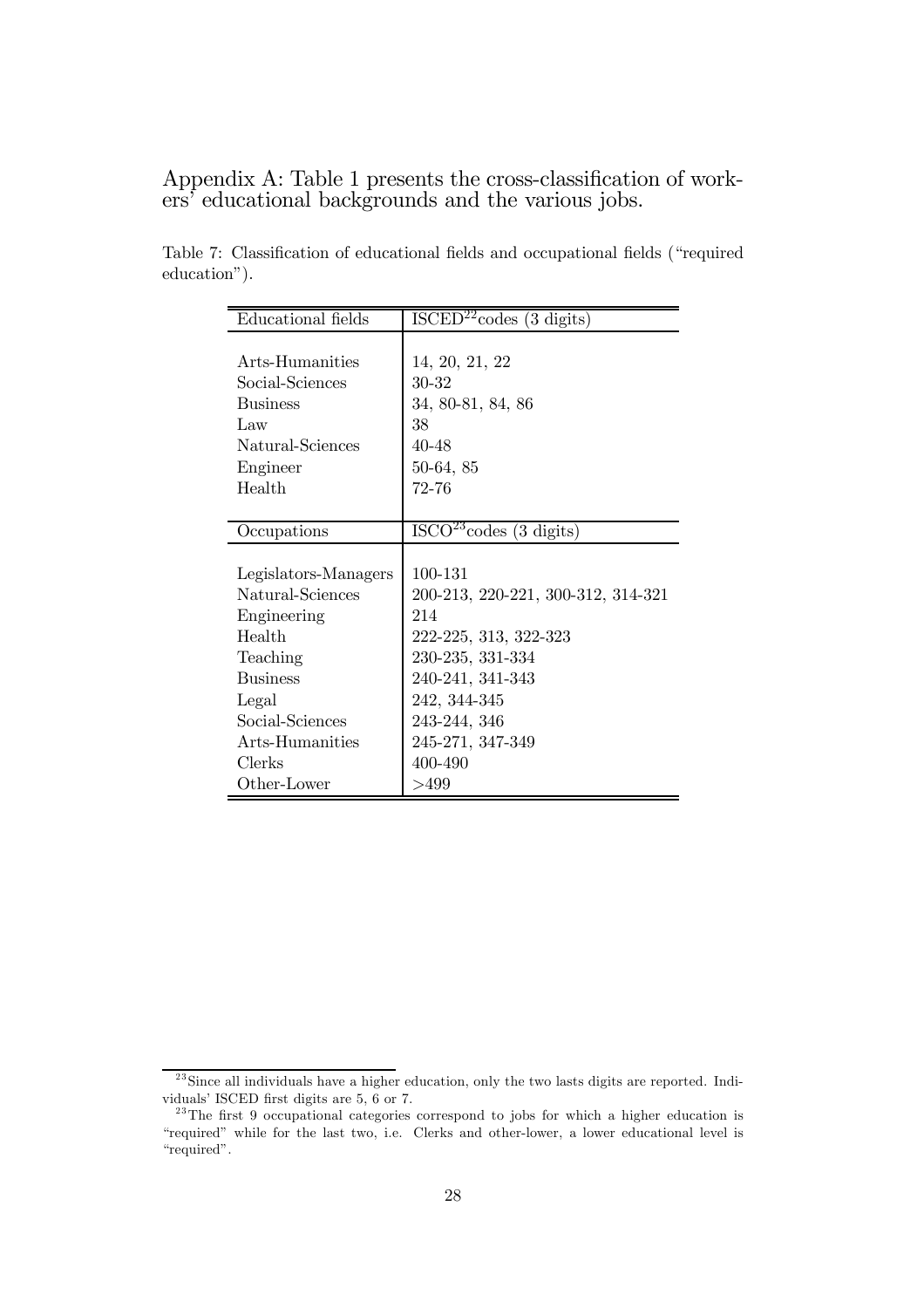## Appendix A: Table 1 presents the cross-classification of workers' educational backgrounds and the various jobs.

Table 7: Classification of educational fields and occupational fields ("required education").

| Educational fields | ISCED[22] codes (3 digits) |
|---|---|
| Arts-Humanities | 14, 20, 21, 22 |
| Social-Sciences | 30-32 |
| Business | 34, 80-81, 84, 86 |
| Law | 38 |
| Natural-Sciences | 40-48 |
| Engineer | 50-64, 85 |
| Health | 72-76 |
| **Occupations** | **ISCO[23] codes (3 digits)** |
| Legislators-Managers | 100-131 |
| Natural-Sciences | 200-213, 220-221, 300-312, 314-321 |
| Engineering | 214 |
| Health | 222-225, 313, 322-323 |
| Teaching | 230-235, 331-334 |
| Business | 240-241, 341-343 |
| Legal | 242, 344-345 |
| Social-Sciences | 243-244, 346 |
| Arts-Humanities | 245-271, 347-349 |
| Clerks | 400-490 |
| Other-Lower | >499 |

[23] Since all individuals have a higher education, only the two lasts digits are reported. Individuals' ISCED first digits are 5, 6 or 7.

[23] The first 9 occupational categories correspond to jobs for which a higher education is "required" while for the last two, i.e. Clerks and other-lower, a lower educational level is "required".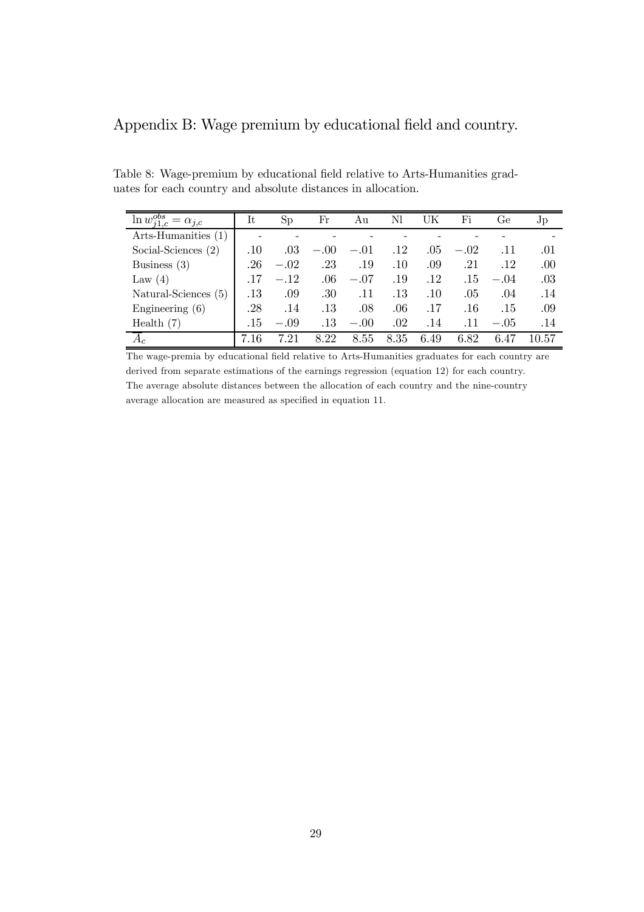## Appendix B: Wage premium by educational field and country.

Table 8: Wage-premium by educational field relative to Arts-Humanities graduates for each country and absolute distances in allocation.

| $\ln w_{j1,c}^{obs} = \alpha_{j,c}$ | It | Sp | Fr | Au | Nl | UK | Fi | Ge | Jp |
|---|---|---|---|---|---|---|---|---|---|
| Arts-Humanities (1) | - | - | - | - | - | - | - | - | - |
| Social-Sciences (2) | .10 | .03 | $-.00$ | $-.01$ | .12 | .05 | $-.02$ | .11 | .01 |
| Business (3) | .26 | $-.02$ | .23 | .19 | .10 | .09 | .21 | .12 | .00 |
| Law (4) | .17 | $-.12$ | .06 | $-.07$ | .19 | .12 | .15 | $-.04$ | .03 |
| Natural-Sciences (5) | .13 | .09 | .30 | .11 | .13 | .10 | .05 | .04 | .14 |
| Engineering (6) | .28 | .14 | .13 | .08 | .06 | .17 | .16 | .15 | .09 |
| Health (7) | .15 | $-.09$ | .13 | $-.00$ | .02 | .14 | .11 | $-.05$ | .14 |
| $\overline{A}_c$ | 7.16 | 7.21 | 8.22 | 8.55 | 8.35 | 6.49 | 6.82 | 6.47 | 10.57 |

The wage-premia by educational field relative to Arts-Humanities graduates for each country are derived from separate estimations of the earnings regression (equation 12) for each country. The average absolute distances between the allocation of each country and the nine-country average allocation are measured as specified in equation 11.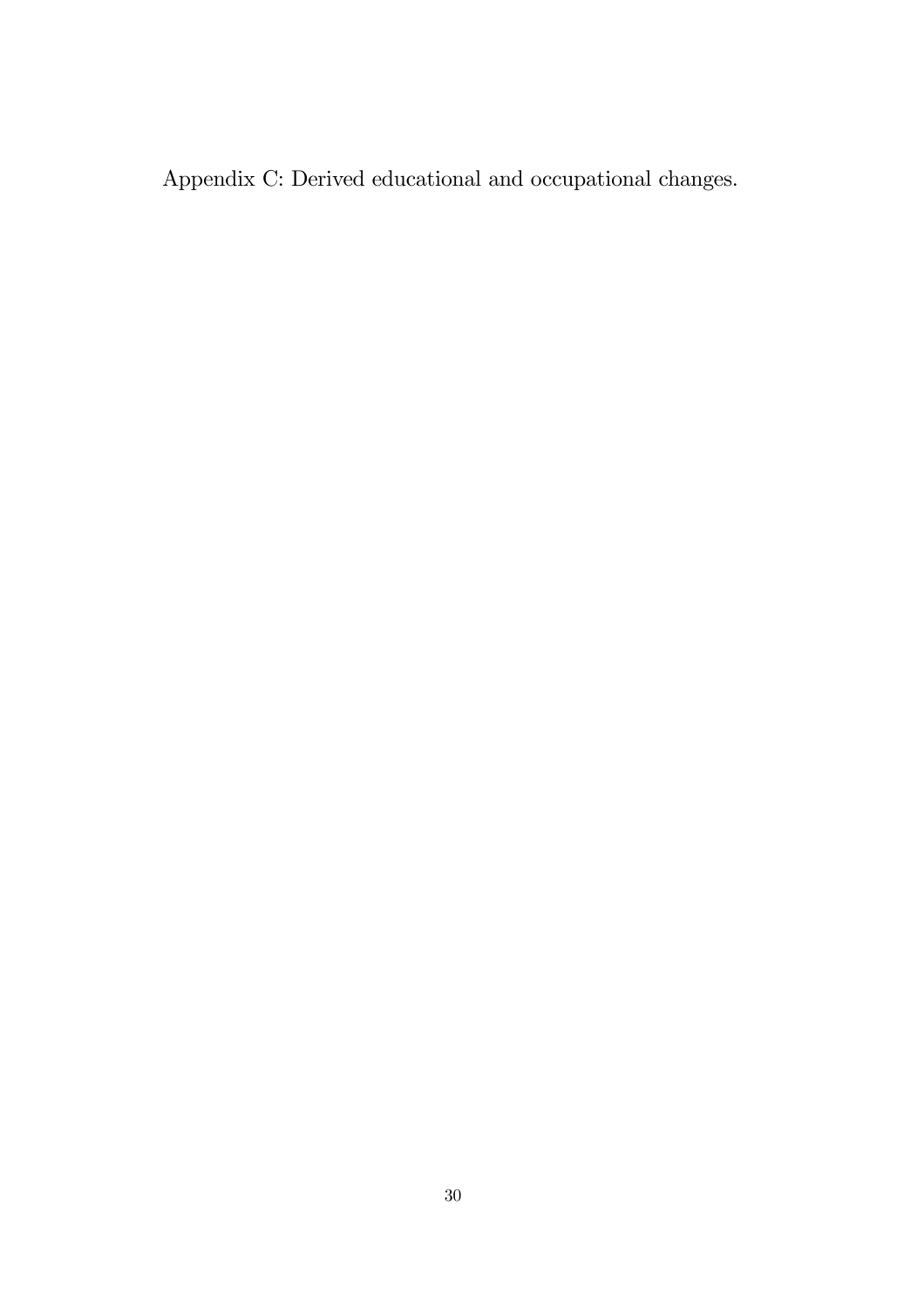Appendix C: Derived educational and occupational changes.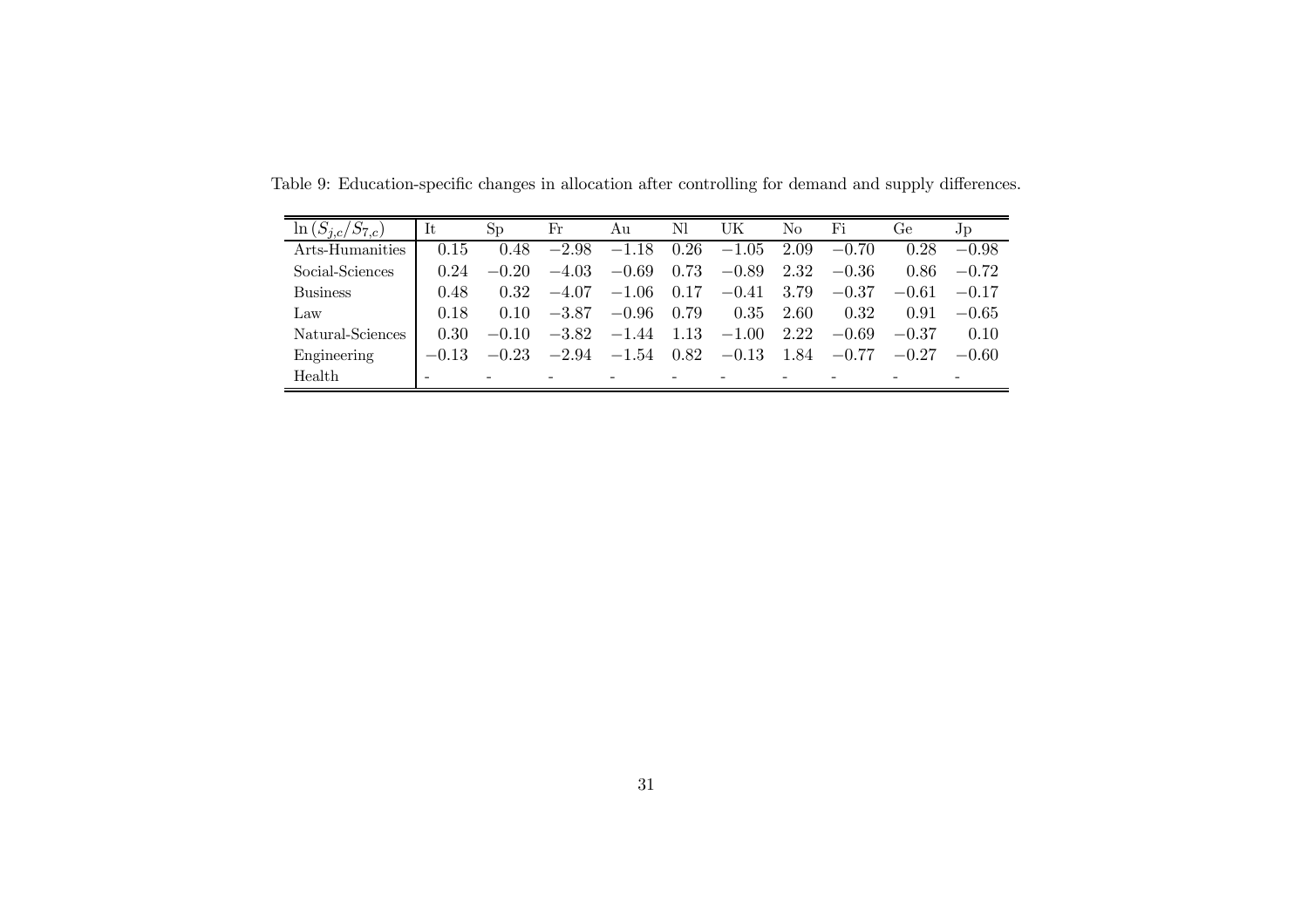Table 9: Education-specific changes in allocation after controlling for demand and supply differences.

| $\ln(S_{j,c}/S_{7,c})$ | It | Sp | Fr | Au | Nl | UK | No | Fi | Ge | Jp |
|---|---|---|---|---|---|---|---|---|---|---|
| Arts-Humanities | 0.15 | 0.48 | −2.98 | −1.18 | 0.26 | −1.05 | 2.09 | −0.70 | 0.28 | −0.98 |
| Social-Sciences | 0.24 | −0.20 | −4.03 | −0.69 | 0.73 | −0.89 | 2.32 | −0.36 | 0.86 | −0.72 |
| Business | 0.48 | 0.32 | −4.07 | −1.06 | 0.17 | −0.41 | 3.79 | −0.37 | −0.61 | −0.17 |
| Law | 0.18 | 0.10 | −3.87 | −0.96 | 0.79 | 0.35 | 2.60 | 0.32 | 0.91 | −0.65 |
| Natural-Sciences | 0.30 | −0.10 | −3.82 | −1.44 | 1.13 | −1.00 | 2.22 | −0.69 | −0.37 | 0.10 |
| Engineering | −0.13 | −0.23 | −2.94 | −1.54 | 0.82 | −0.13 | 1.84 | −0.77 | −0.27 | −0.60 |
| Health | - | - | - | - | - | - | - | - | - | - |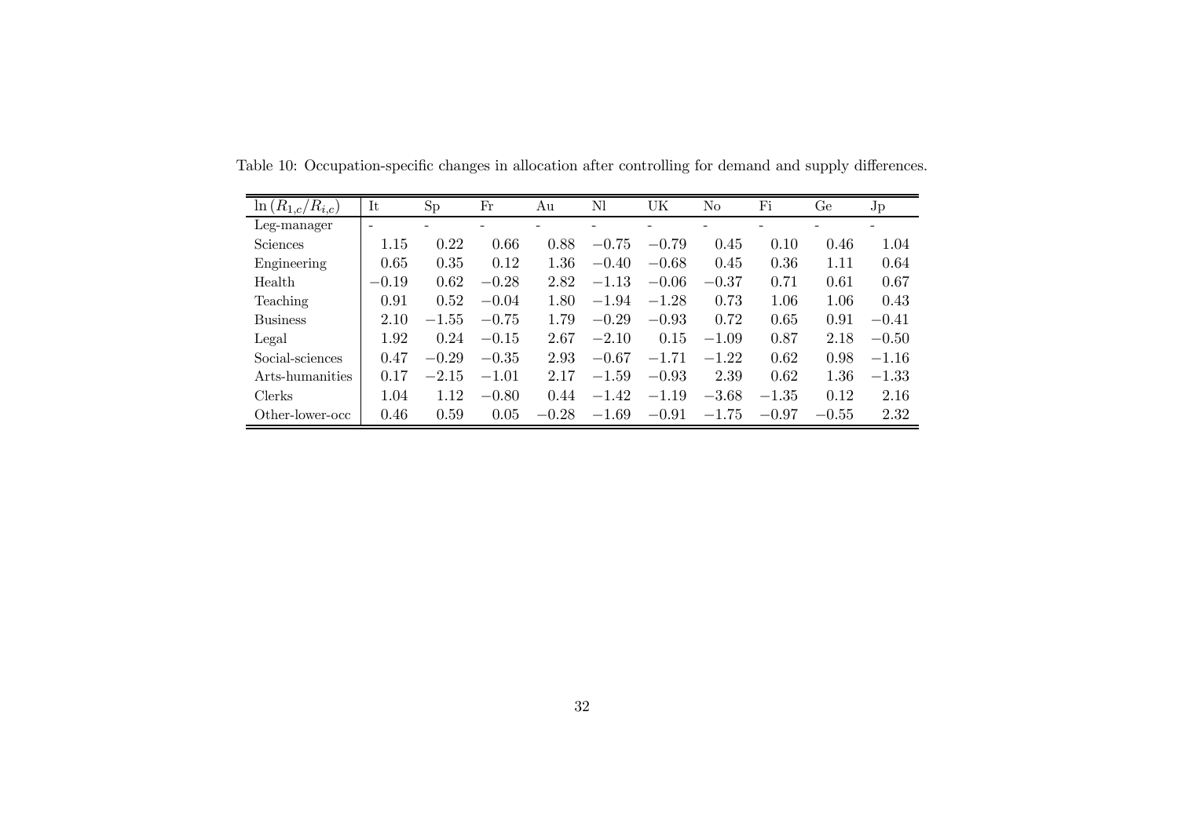Table 10: Occupation-specific changes in allocation after controlling for demand and supply differences.

| $\ln(R_{1,c}/R_{i,c})$ | It | Sp | Fr | Au | Nl | UK | No | Fi | Ge | Jp |
|---|---|---|---|---|---|---|---|---|---|---|
| Leg-manager | - | - | - | - | - | - | - | - | - | - |
| Sciences | 1.15 | 0.22 | 0.66 | 0.88 | −0.75 | −0.79 | 0.45 | 0.10 | 0.46 | 1.04 |
| Engineering | 0.65 | 0.35 | 0.12 | 1.36 | −0.40 | −0.68 | 0.45 | 0.36 | 1.11 | 0.64 |
| Health | −0.19 | 0.62 | −0.28 | 2.82 | −1.13 | −0.06 | −0.37 | 0.71 | 0.61 | 0.67 |
| Teaching | 0.91 | 0.52 | −0.04 | 1.80 | −1.94 | −1.28 | 0.73 | 1.06 | 1.06 | 0.43 |
| Business | 2.10 | −1.55 | −0.75 | 1.79 | −0.29 | −0.93 | 0.72 | 0.65 | 0.91 | −0.41 |
| Legal | 1.92 | 0.24 | −0.15 | 2.67 | −2.10 | 0.15 | −1.09 | 0.87 | 2.18 | −0.50 |
| Social-sciences | 0.47 | −0.29 | −0.35 | 2.93 | −0.67 | −1.71 | −1.22 | 0.62 | 0.98 | −1.16 |
| Arts-humanities | 0.17 | −2.15 | −1.01 | 2.17 | −1.59 | −0.93 | 2.39 | 0.62 | 1.36 | −1.33 |
| Clerks | 1.04 | 1.12 | −0.80 | 0.44 | −1.42 | −1.19 | −3.68 | −1.35 | 0.12 | 2.16 |
| Other-lower-occ | 0.46 | 0.59 | 0.05 | −0.28 | −1.69 | −0.91 | −1.75 | −0.97 | −0.55 | 2.32 |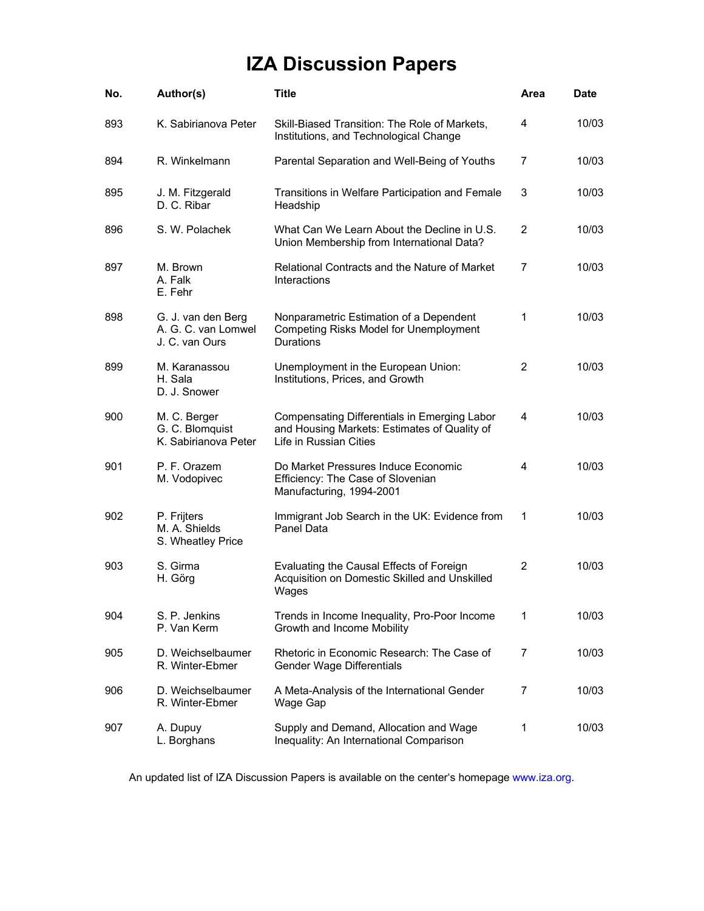# IZA Discussion Papers

| No. | Author(s) | Title | Area | Date |
|---|---|---|---|---|
| 893 | K. Sabirianova Peter | Skill-Biased Transition: The Role of Markets, Institutions, and Technological Change | 4 | 10/03 |
| 894 | R. Winkelmann | Parental Separation and Well-Being of Youths | 7 | 10/03 |
| 895 | J. M. Fitzgerald<br>D. C. Ribar | Transitions in Welfare Participation and Female Headship | 3 | 10/03 |
| 896 | S. W. Polachek | What Can We Learn About the Decline in U.S. Union Membership from International Data? | 2 | 10/03 |
| 897 | M. Brown<br>A. Falk<br>E. Fehr | Relational Contracts and the Nature of Market Interactions | 7 | 10/03 |
| 898 | G. J. van den Berg<br>A. G. C. van Lomwel<br>J. C. van Ours | Nonparametric Estimation of a Dependent Competing Risks Model for Unemployment Durations | 1 | 10/03 |
| 899 | M. Karanassou<br>H. Sala<br>D. J. Snower | Unemployment in the European Union: Institutions, Prices, and Growth | 2 | 10/03 |
| 900 | M. C. Berger<br>G. C. Blomquist<br>K. Sabirianova Peter | Compensating Differentials in Emerging Labor and Housing Markets: Estimates of Quality of Life in Russian Cities | 4 | 10/03 |
| 901 | P. F. Orazem<br>M. Vodopivec | Do Market Pressures Induce Economic Efficiency: The Case of Slovenian Manufacturing, 1994-2001 | 4 | 10/03 |
| 902 | P. Frijters<br>M. A. Shields<br>S. Wheatley Price | Immigrant Job Search in the UK: Evidence from Panel Data | 1 | 10/03 |
| 903 | S. Girma<br>H. Görg | Evaluating the Causal Effects of Foreign Acquisition on Domestic Skilled and Unskilled Wages | 2 | 10/03 |
| 904 | S. P. Jenkins<br>P. Van Kerm | Trends in Income Inequality, Pro-Poor Income Growth and Income Mobility | 1 | 10/03 |
| 905 | D. Weichselbaumer<br>R. Winter-Ebmer | Rhetoric in Economic Research: The Case of Gender Wage Differentials | 7 | 10/03 |
| 906 | D. Weichselbaumer<br>R. Winter-Ebmer | A Meta-Analysis of the International Gender Wage Gap | 7 | 10/03 |
| 907 | A. Dupuy<br>L. Borghans | Supply and Demand, Allocation and Wage Inequality: An International Comparison | 1 | 10/03 |

An updated list of IZA Discussion Papers is available on the center's homepage www.iza.org.